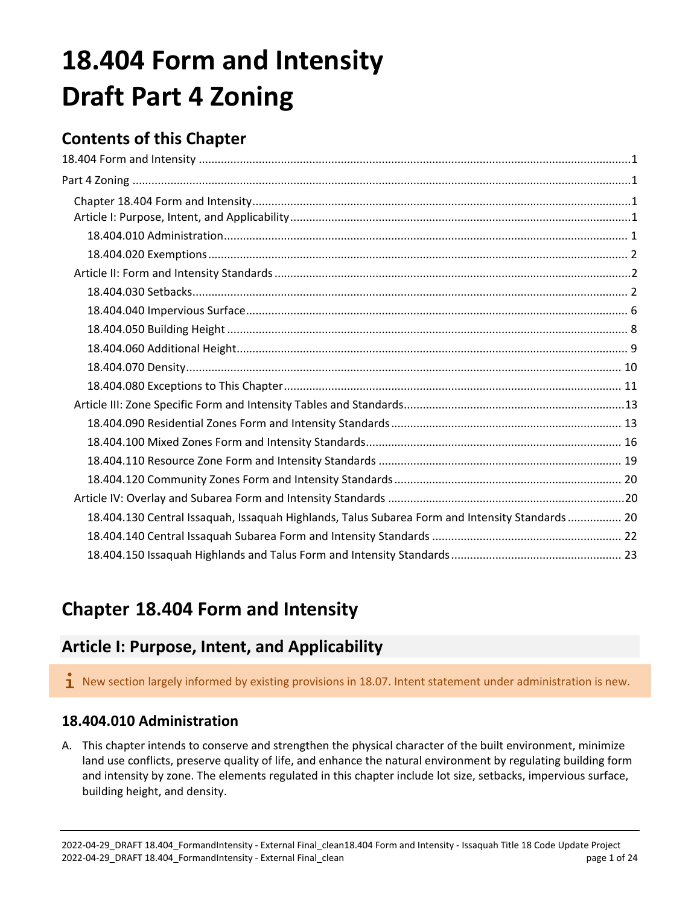# 18.404 Form and Intensity
# Draft Part 4 Zoning

## Contents of this Chapter

18.404 Form and Intensity ....... 1

Part 4 Zoning ....... 1

- Chapter 18.404 Form and Intensity ....... 1
- Article I: Purpose, Intent, and Applicability ....... 1
  - 18.404.010 Administration ....... 1
  - 18.404.020 Exemptions ....... 2
- Article II: Form and Intensity Standards ....... 2
  - 18.404.030 Setbacks ....... 2
  - 18.404.040 Impervious Surface ....... 6
  - 18.404.050 Building Height ....... 8
  - 18.404.060 Additional Height ....... 9
  - 18.404.070 Density ....... 10
  - 18.404.080 Exceptions to This Chapter ....... 11
- Article III: Zone Specific Form and Intensity Tables and Standards ....... 13
  - 18.404.090 Residential Zones Form and Intensity Standards ....... 13
  - 18.404.100 Mixed Zones Form and Intensity Standards ....... 16
  - 18.404.110 Resource Zone Form and Intensity Standards ....... 19
  - 18.404.120 Community Zones Form and Intensity Standards ....... 20
- Article IV: Overlay and Subarea Form and Intensity Standards ....... 20
  - 18.404.130 Central Issaquah, Issaquah Highlands, Talus Subarea Form and Intensity Standards ....... 20
  - 18.404.140 Central Issaquah Subarea Form and Intensity Standards ....... 22
  - 18.404.150 Issaquah Highlands and Talus Form and Intensity Standards ....... 23

## Chapter 18.404 Form and Intensity

## Article I: Purpose, Intent, and Applicability

ℹ New section largely informed by existing provisions in 18.07. Intent statement under administration is new.

### 18.404.010 Administration

A. This chapter intends to conserve and strengthen the physical character of the built environment, minimize land use conflicts, preserve quality of life, and enhance the natural environment by regulating building form and intensity by zone. The elements regulated in this chapter include lot size, setbacks, impervious surface, building height, and density.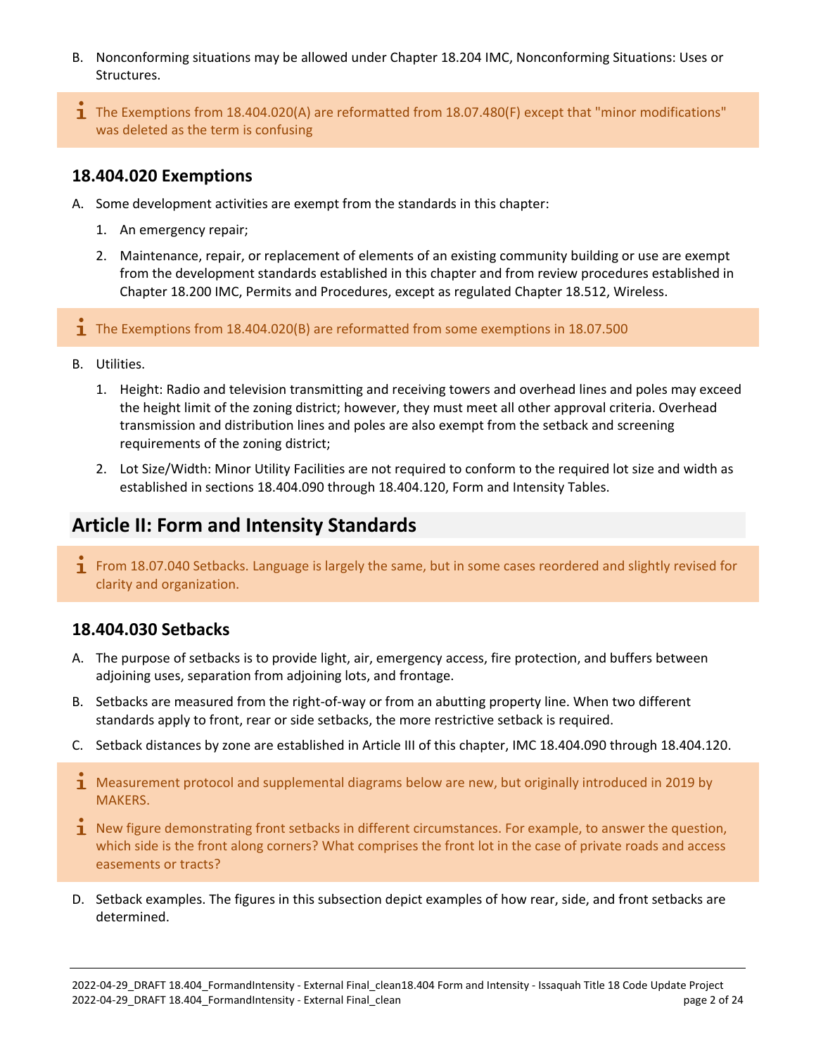B. Nonconforming situations may be allowed under Chapter 18.204 IMC, Nonconforming Situations: Uses or Structures.

> ℹ The Exemptions from 18.404.020(A) are reformatted from 18.07.480(F) except that "minor modifications" was deleted as the term is confusing

### 18.404.020 Exemptions

A. Some development activities are exempt from the standards in this chapter:

1. An emergency repair;
2. Maintenance, repair, or replacement of elements of an existing community building or use are exempt from the development standards established in this chapter and from review procedures established in Chapter 18.200 IMC, Permits and Procedures, except as regulated Chapter 18.512, Wireless.

> ℹ The Exemptions from 18.404.020(B) are reformatted from some exemptions in 18.07.500

B. Utilities.

1. Height: Radio and television transmitting and receiving towers and overhead lines and poles may exceed the height limit of the zoning district; however, they must meet all other approval criteria. Overhead transmission and distribution lines and poles are also exempt from the setback and screening requirements of the zoning district;
2. Lot Size/Width: Minor Utility Facilities are not required to conform to the required lot size and width as established in sections 18.404.090 through 18.404.120, Form and Intensity Tables.

## Article II: Form and Intensity Standards

> ℹ From 18.07.040 Setbacks. Language is largely the same, but in some cases reordered and slightly revised for clarity and organization.

### 18.404.030 Setbacks

A. The purpose of setbacks is to provide light, air, emergency access, fire protection, and buffers between adjoining uses, separation from adjoining lots, and frontage.

B. Setbacks are measured from the right-of-way or from an abutting property line. When two different standards apply to front, rear or side setbacks, the more restrictive setback is required.

C. Setback distances by zone are established in Article III of this chapter, IMC 18.404.090 through 18.404.120.

> ℹ Measurement protocol and supplemental diagrams below are new, but originally introduced in 2019 by MAKERS.
>
> ℹ New figure demonstrating front setbacks in different circumstances. For example, to answer the question, which side is the front along corners? What comprises the front lot in the case of private roads and access easements or tracts?

D. Setback examples. The figures in this subsection depict examples of how rear, side, and front setbacks are determined.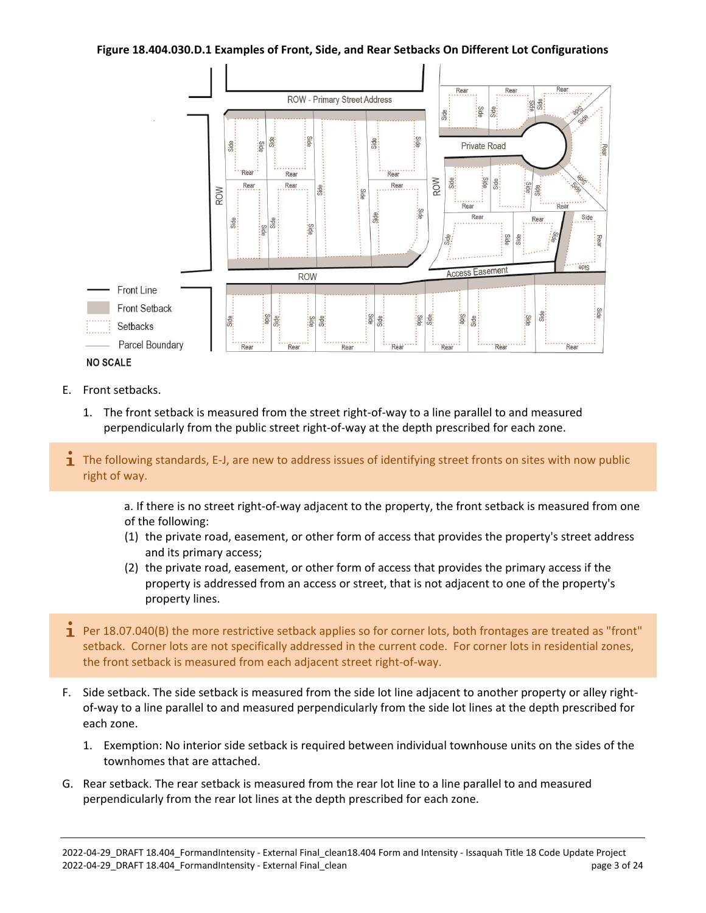**Figure 18.404.030.D.1 Examples of Front, Side, and Rear Setbacks On Different Lot Configurations**

E. Front setbacks.

1. The front setback is measured from the street right-of-way to a line parallel to and measured perpendicularly from the public street right-of-way at the depth prescribed for each zone.

> ℹ The following standards, E-J, are new to address issues of identifying street fronts on sites with now public right of way.

a. If there is no street right-of-way adjacent to the property, the front setback is measured from one of the following:

(1) the private road, easement, or other form of access that provides the property's street address and its primary access;

(2) the private road, easement, or other form of access that provides the primary access if the property is addressed from an access or street, that is not adjacent to one of the property's property lines.

> ℹ Per 18.07.040(B) the more restrictive setback applies so for corner lots, both frontages are treated as "front" setback. Corner lots are not specifically addressed in the current code. For corner lots in residential zones, the front setback is measured from each adjacent street right-of-way.

F. Side setback. The side setback is measured from the side lot line adjacent to another property or alley right-of-way to a line parallel to and measured perpendicularly from the side lot lines at the depth prescribed for each zone.

1. Exemption: No interior side setback is required between individual townhouse units on the sides of the townhomes that are attached.

G. Rear setback. The rear setback is measured from the rear lot line to a line parallel to and measured perpendicularly from the rear lot lines at the depth prescribed for each zone.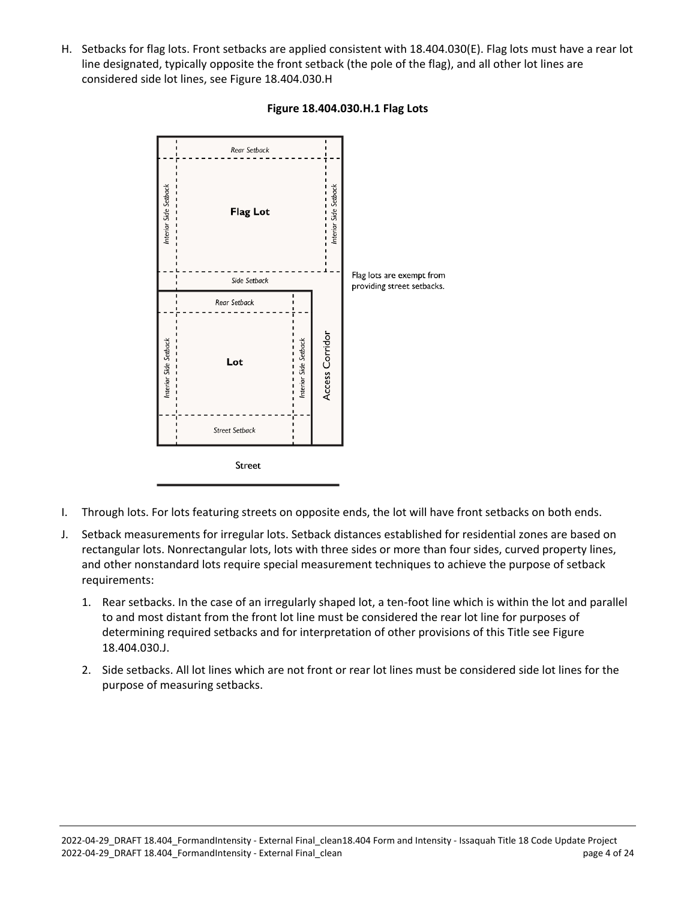H. Setbacks for flag lots. Front setbacks are applied consistent with 18.404.030(E). Flag lots must have a rear lot line designated, typically opposite the front setback (the pole of the flag), and all other lot lines are considered side lot lines, see Figure 18.404.030.H

**Figure 18.404.030.H.1 Flag Lots**

Flag lots are exempt from providing street setbacks.

I. Through lots. For lots featuring streets on opposite ends, the lot will have front setbacks on both ends.

J. Setback measurements for irregular lots. Setback distances established for residential zones are based on rectangular lots. Nonrectangular lots, lots with three sides or more than four sides, curved property lines, and other nonstandard lots require special measurement techniques to achieve the purpose of setback requirements:

   1. Rear setbacks. In the case of an irregularly shaped lot, a ten-foot line which is within the lot and parallel to and most distant from the front lot line must be considered the rear lot line for purposes of determining required setbacks and for interpretation of other provisions of this Title see Figure 18.404.030.J.

   2. Side setbacks. All lot lines which are not front or rear lot lines must be considered side lot lines for the purpose of measuring setbacks.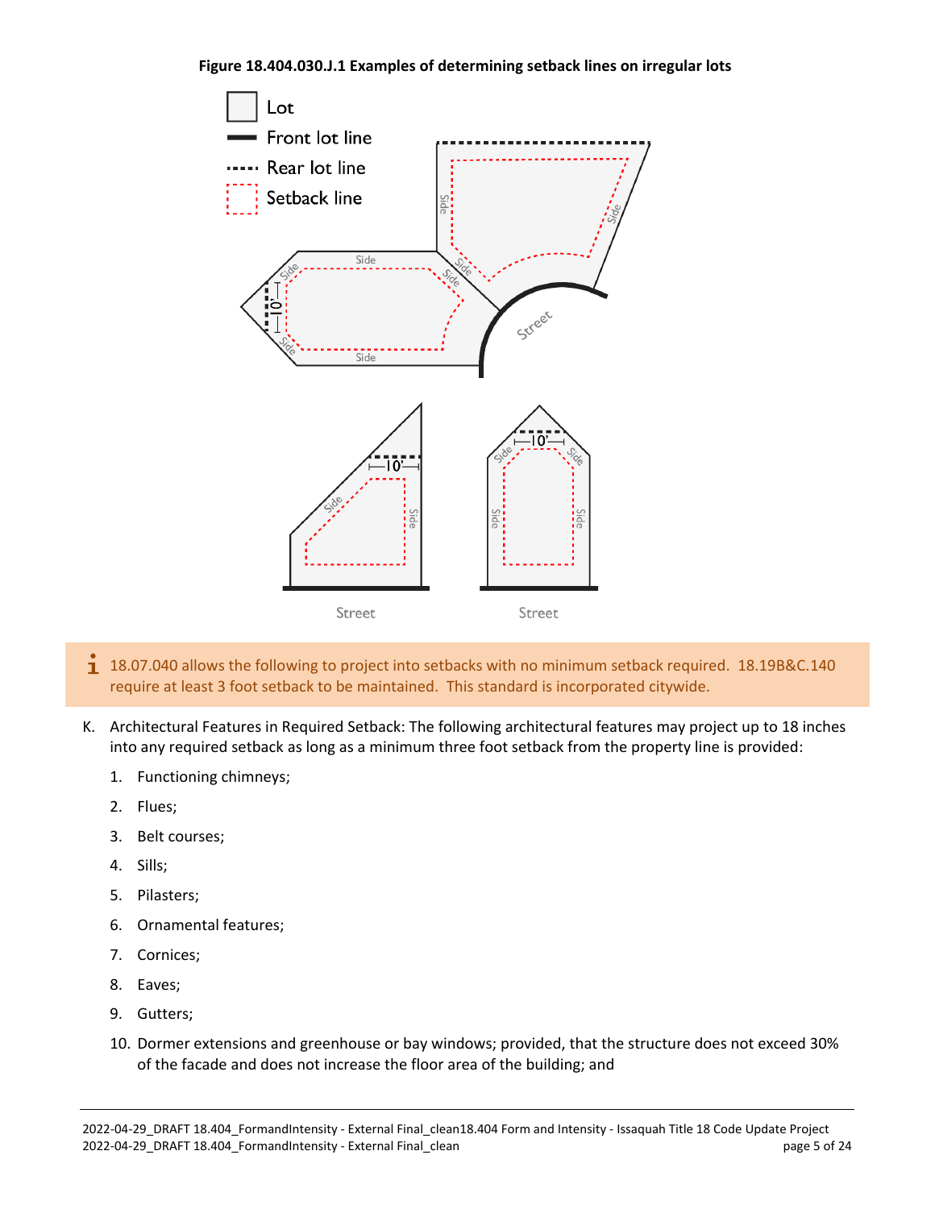**Figure 18.404.030.J.1 Examples of determining setback lines on irregular lots**

ℹ 18.07.040 allows the following to project into setbacks with no minimum setback required. 18.19B&C.140 require at least 3 foot setback to be maintained. This standard is incorporated citywide.

K. Architectural Features in Required Setback: The following architectural features may project up to 18 inches into any required setback as long as a minimum three foot setback from the property line is provided:

1. Functioning chimneys;
2. Flues;
3. Belt courses;
4. Sills;
5. Pilasters;
6. Ornamental features;
7. Cornices;
8. Eaves;
9. Gutters;
10. Dormer extensions and greenhouse or bay windows; provided, that the structure does not exceed 30% of the facade and does not increase the floor area of the building; and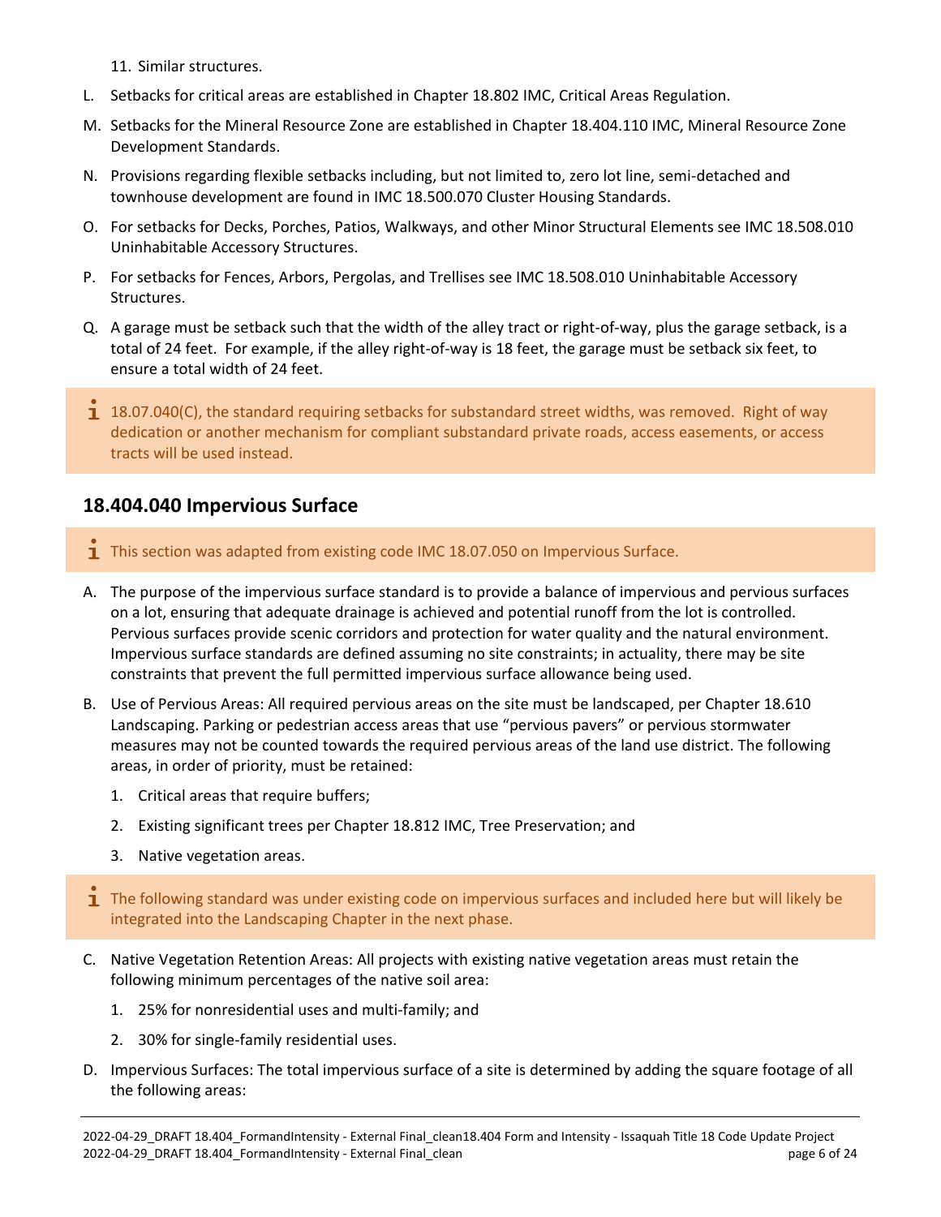11. Similar structures.

L. Setbacks for critical areas are established in Chapter 18.802 IMC, Critical Areas Regulation.

M. Setbacks for the Mineral Resource Zone are established in Chapter 18.404.110 IMC, Mineral Resource Zone Development Standards.

N. Provisions regarding flexible setbacks including, but not limited to, zero lot line, semi-detached and townhouse development are found in IMC 18.500.070 Cluster Housing Standards.

O. For setbacks for Decks, Porches, Patios, Walkways, and other Minor Structural Elements see IMC 18.508.010 Uninhabitable Accessory Structures.

P. For setbacks for Fences, Arbors, Pergolas, and Trellises see IMC 18.508.010 Uninhabitable Accessory Structures.

Q. A garage must be setback such that the width of the alley tract or right-of-way, plus the garage setback, is a total of 24 feet. For example, if the alley right-of-way is 18 feet, the garage must be setback six feet, to ensure a total width of 24 feet.

> 18.07.040(C), the standard requiring setbacks for substandard street widths, was removed. Right of way dedication or another mechanism for compliant substandard private roads, access easements, or access tracts will be used instead.

## 18.404.040 Impervious Surface

> This section was adapted from existing code IMC 18.07.050 on Impervious Surface.

A. The purpose of the impervious surface standard is to provide a balance of impervious and pervious surfaces on a lot, ensuring that adequate drainage is achieved and potential runoff from the lot is controlled. Pervious surfaces provide scenic corridors and protection for water quality and the natural environment. Impervious surface standards are defined assuming no site constraints; in actuality, there may be site constraints that prevent the full permitted impervious surface allowance being used.

B. Use of Pervious Areas: All required pervious areas on the site must be landscaped, per Chapter 18.610 Landscaping. Parking or pedestrian access areas that use "pervious pavers" or pervious stormwater measures may not be counted towards the required pervious areas of the land use district. The following areas, in order of priority, must be retained:

   1. Critical areas that require buffers;
   2. Existing significant trees per Chapter 18.812 IMC, Tree Preservation; and
   3. Native vegetation areas.

> The following standard was under existing code on impervious surfaces and included here but will likely be integrated into the Landscaping Chapter in the next phase.

C. Native Vegetation Retention Areas: All projects with existing native vegetation areas must retain the following minimum percentages of the native soil area:

   1. 25% for nonresidential uses and multi-family; and
   2. 30% for single-family residential uses.

D. Impervious Surfaces: The total impervious surface of a site is determined by adding the square footage of all the following areas: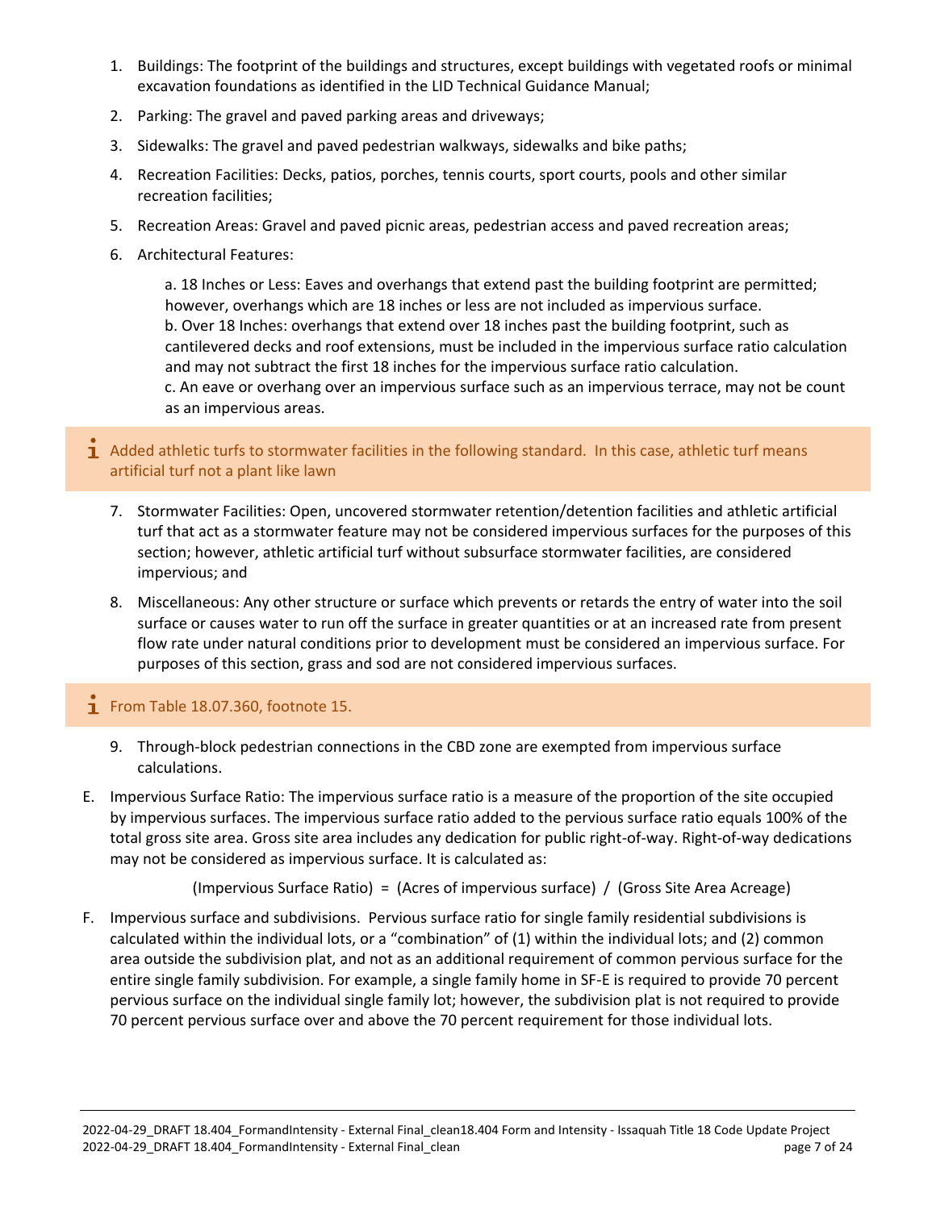1. Buildings: The footprint of the buildings and structures, except buildings with vegetated roofs or minimal excavation foundations as identified in the LID Technical Guidance Manual;
2. Parking: The gravel and paved parking areas and driveways;
3. Sidewalks: The gravel and paved pedestrian walkways, sidewalks and bike paths;
4. Recreation Facilities: Decks, patios, porches, tennis courts, sport courts, pools and other similar recreation facilities;
5. Recreation Areas: Gravel and paved picnic areas, pedestrian access and paved recreation areas;
6. Architectural Features:

   a. 18 Inches or Less: Eaves and overhangs that extend past the building footprint are permitted; however, overhangs which are 18 inches or less are not included as impervious surface.
   b. Over 18 Inches: overhangs that extend over 18 inches past the building footprint, such as cantilevered decks and roof extensions, must be included in the impervious surface ratio calculation and may not subtract the first 18 inches for the impervious surface ratio calculation.
   c. An eave or overhang over an impervious surface such as an impervious terrace, may not be count as an impervious areas.

> ℹ Added athletic turfs to stormwater facilities in the following standard. In this case, athletic turf means artificial turf not a plant like lawn

7. Stormwater Facilities: Open, uncovered stormwater retention/detention facilities and athletic artificial turf that act as a stormwater feature may not be considered impervious surfaces for the purposes of this section; however, athletic artificial turf without subsurface stormwater facilities, are considered impervious; and
8. Miscellaneous: Any other structure or surface which prevents or retards the entry of water into the soil surface or causes water to run off the surface in greater quantities or at an increased rate from present flow rate under natural conditions prior to development must be considered an impervious surface. For purposes of this section, grass and sod are not considered impervious surfaces.

> ℹ From Table 18.07.360, footnote 15.

9. Through-block pedestrian connections in the CBD zone are exempted from impervious surface calculations.

E. Impervious Surface Ratio: The impervious surface ratio is a measure of the proportion of the site occupied by impervious surfaces. The impervious surface ratio added to the pervious surface ratio equals 100% of the total gross site area. Gross site area includes any dedication for public right-of-way. Right-of-way dedications may not be considered as impervious surface. It is calculated as:

(Impervious Surface Ratio) = (Acres of impervious surface) / (Gross Site Area Acreage)

F. Impervious surface and subdivisions. Pervious surface ratio for single family residential subdivisions is calculated within the individual lots, or a "combination" of (1) within the individual lots; and (2) common area outside the subdivision plat, and not as an additional requirement of common pervious surface for the entire single family subdivision. For example, a single family home in SF-E is required to provide 70 percent pervious surface on the individual single family lot; however, the subdivision plat is not required to provide 70 percent pervious surface over and above the 70 percent requirement for those individual lots.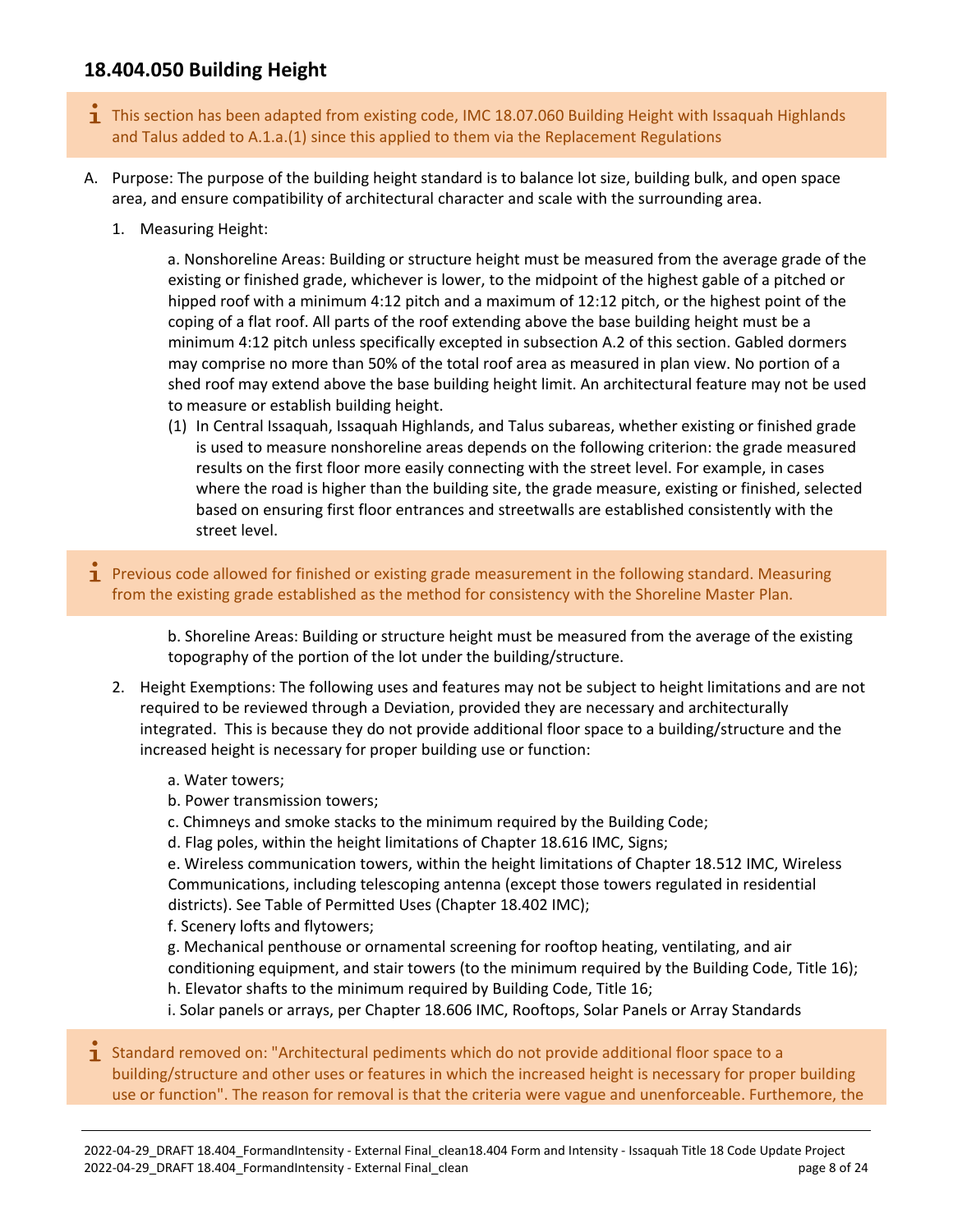## 18.404.050 Building Height

> ℹ This section has been adapted from existing code, IMC 18.07.060 Building Height with Issaquah Highlands and Talus added to A.1.a.(1) since this applied to them via the Replacement Regulations

A. Purpose: The purpose of the building height standard is to balance lot size, building bulk, and open space area, and ensure compatibility of architectural character and scale with the surrounding area.

1. Measuring Height:

   a. Nonshoreline Areas: Building or structure height must be measured from the average grade of the existing or finished grade, whichever is lower, to the midpoint of the highest gable of a pitched or hipped roof with a minimum 4:12 pitch and a maximum of 12:12 pitch, or the highest point of the coping of a flat roof. All parts of the roof extending above the base building height must be a minimum 4:12 pitch unless specifically excepted in subsection A.2 of this section. Gabled dormers may comprise no more than 50% of the total roof area as measured in plan view. No portion of a shed roof may extend above the base building height limit. An architectural feature may not be used to measure or establish building height.

   (1) In Central Issaquah, Issaquah Highlands, and Talus subareas, whether existing or finished grade is used to measure nonshoreline areas depends on the following criterion: the grade measured results on the first floor more easily connecting with the street level. For example, in cases where the road is higher than the building site, the grade measure, existing or finished, selected based on ensuring first floor entrances and streetwalls are established consistently with the street level.

> ℹ Previous code allowed for finished or existing grade measurement in the following standard. Measuring from the existing grade established as the method for consistency with the Shoreline Master Plan.

   b. Shoreline Areas: Building or structure height must be measured from the average of the existing topography of the portion of the lot under the building/structure.

2. Height Exemptions: The following uses and features may not be subject to height limitations and are not required to be reviewed through a Deviation, provided they are necessary and architecturally integrated. This is because they do not provide additional floor space to a building/structure and the increased height is necessary for proper building use or function:

   a. Water towers;
   b. Power transmission towers;
   c. Chimneys and smoke stacks to the minimum required by the Building Code;
   d. Flag poles, within the height limitations of Chapter 18.616 IMC, Signs;
   e. Wireless communication towers, within the height limitations of Chapter 18.512 IMC, Wireless Communications, including telescoping antenna (except those towers regulated in residential districts). See Table of Permitted Uses (Chapter 18.402 IMC);
   f. Scenery lofts and flytowers;
   g. Mechanical penthouse or ornamental screening for rooftop heating, ventilating, and air conditioning equipment, and stair towers (to the minimum required by the Building Code, Title 16);
   h. Elevator shafts to the minimum required by Building Code, Title 16;
   i. Solar panels or arrays, per Chapter 18.606 IMC, Rooftops, Solar Panels or Array Standards

> ℹ Standard removed on: "Architectural pediments which do not provide additional floor space to a building/structure and other uses or features in which the increased height is necessary for proper building use or function". The reason for removal is that the criteria were vague and unenforceable. Futhermore, the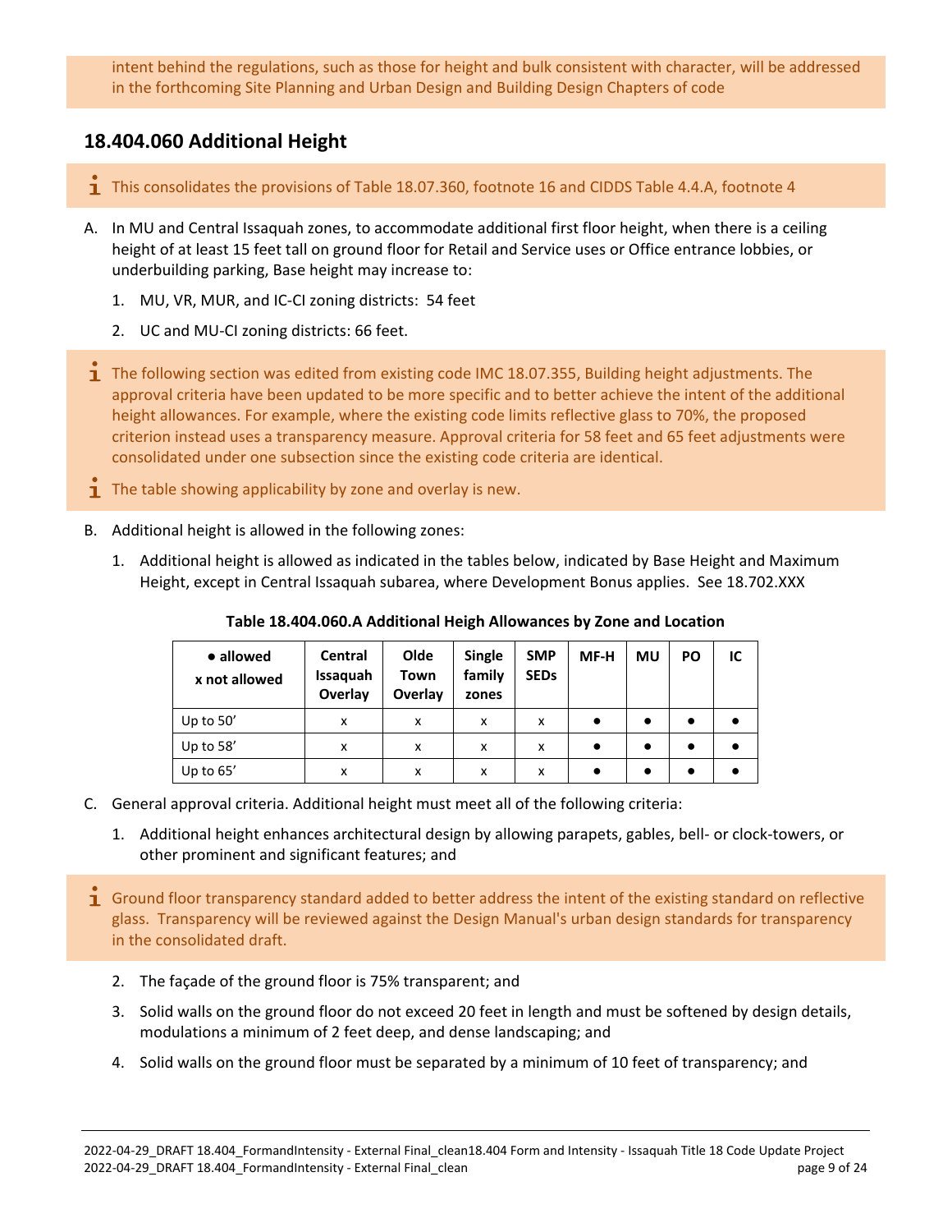intent behind the regulations, such as those for height and bulk consistent with character, will be addressed in the forthcoming Site Planning and Urban Design and Building Design Chapters of code

## 18.404.060 Additional Height

ℹ This consolidates the provisions of Table 18.07.360, footnote 16 and CIDDS Table 4.4.A, footnote 4

A. In MU and Central Issaquah zones, to accommodate additional first floor height, when there is a ceiling height of at least 15 feet tall on ground floor for Retail and Service uses or Office entrance lobbies, or underbuilding parking, Base height may increase to:

1. MU, VR, MUR, and IC-CI zoning districts: 54 feet
2. UC and MU-CI zoning districts: 66 feet.

ℹ The following section was edited from existing code IMC 18.07.355, Building height adjustments. The approval criteria have been updated to be more specific and to better achieve the intent of the additional height allowances. For example, where the existing code limits reflective glass to 70%, the proposed criterion instead uses a transparency measure. Approval criteria for 58 feet and 65 feet adjustments were consolidated under one subsection since the existing code criteria are identical.

ℹ The table showing applicability by zone and overlay is new.

B. Additional height is allowed in the following zones:

1. Additional height is allowed as indicated in the tables below, indicated by Base Height and Maximum Height, except in Central Issaquah subarea, where Development Bonus applies. See 18.702.XXX

**Table 18.404.060.A Additional Heigh Allowances by Zone and Location**

| ● allowed<br>x not allowed | Central Issaquah Overlay | Olde Town Overlay | Single family zones | SMP SEDs | MF-H | MU | PO | IC |
|---|---|---|---|---|---|---|---|---|
| Up to 50’ | x | x | x | x | ● | ● | ● | ● |
| Up to 58’ | x | x | x | x | ● | ● | ● | ● |
| Up to 65’ | x | x | x | x | ● | ● | ● | ● |

C. General approval criteria. Additional height must meet all of the following criteria:

1. Additional height enhances architectural design by allowing parapets, gables, bell- or clock-towers, or other prominent and significant features; and

ℹ Ground floor transparency standard added to better address the intent of the existing standard on reflective glass. Transparency will be reviewed against the Design Manual's urban design standards for transparency in the consolidated draft.

2. The façade of the ground floor is 75% transparent; and
3. Solid walls on the ground floor do not exceed 20 feet in length and must be softened by design details, modulations a minimum of 2 feet deep, and dense landscaping; and
4. Solid walls on the ground floor must be separated by a minimum of 10 feet of transparency; and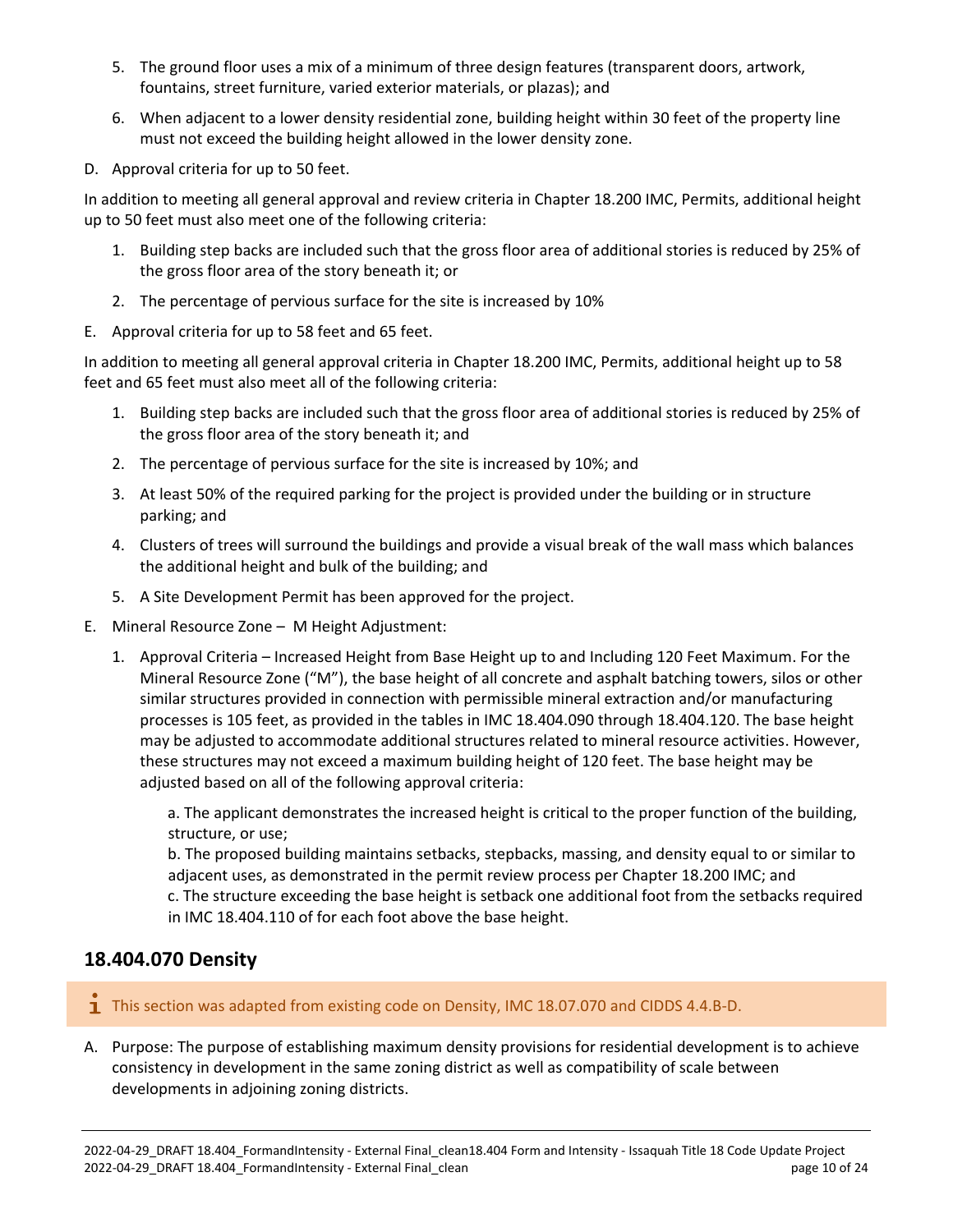5. The ground floor uses a mix of a minimum of three design features (transparent doors, artwork, fountains, street furniture, varied exterior materials, or plazas); and
6. When adjacent to a lower density residential zone, building height within 30 feet of the property line must not exceed the building height allowed in the lower density zone.

D. Approval criteria for up to 50 feet.

In addition to meeting all general approval and review criteria in Chapter 18.200 IMC, Permits, additional height up to 50 feet must also meet one of the following criteria:

1. Building step backs are included such that the gross floor area of additional stories is reduced by 25% of the gross floor area of the story beneath it; or
2. The percentage of pervious surface for the site is increased by 10%

E. Approval criteria for up to 58 feet and 65 feet.

In addition to meeting all general approval criteria in Chapter 18.200 IMC, Permits, additional height up to 58 feet and 65 feet must also meet all of the following criteria:

1. Building step backs are included such that the gross floor area of additional stories is reduced by 25% of the gross floor area of the story beneath it; and
2. The percentage of pervious surface for the site is increased by 10%; and
3. At least 50% of the required parking for the project is provided under the building or in structure parking; and
4. Clusters of trees will surround the buildings and provide a visual break of the wall mass which balances the additional height and bulk of the building; and
5. A Site Development Permit has been approved for the project.

E. Mineral Resource Zone – M Height Adjustment:

1. Approval Criteria – Increased Height from Base Height up to and Including 120 Feet Maximum. For the Mineral Resource Zone ("M"), the base height of all concrete and asphalt batching towers, silos or other similar structures provided in connection with permissible mineral extraction and/or manufacturing processes is 105 feet, as provided in the tables in IMC 18.404.090 through 18.404.120. The base height may be adjusted to accommodate additional structures related to mineral resource activities. However, these structures may not exceed a maximum building height of 120 feet. The base height may be adjusted based on all of the following approval criteria:

   a. The applicant demonstrates the increased height is critical to the proper function of the building, structure, or use;
   b. The proposed building maintains setbacks, stepbacks, massing, and density equal to or similar to adjacent uses, as demonstrated in the permit review process per Chapter 18.200 IMC; and
   c. The structure exceeding the base height is setback one additional foot from the setbacks required in IMC 18.404.110 of for each foot above the base height.

## 18.404.070 Density

This section was adapted from existing code on Density, IMC 18.07.070 and CIDDS 4.4.B-D.

A. Purpose: The purpose of establishing maximum density provisions for residential development is to achieve consistency in development in the same zoning district as well as compatibility of scale between developments in adjoining zoning districts.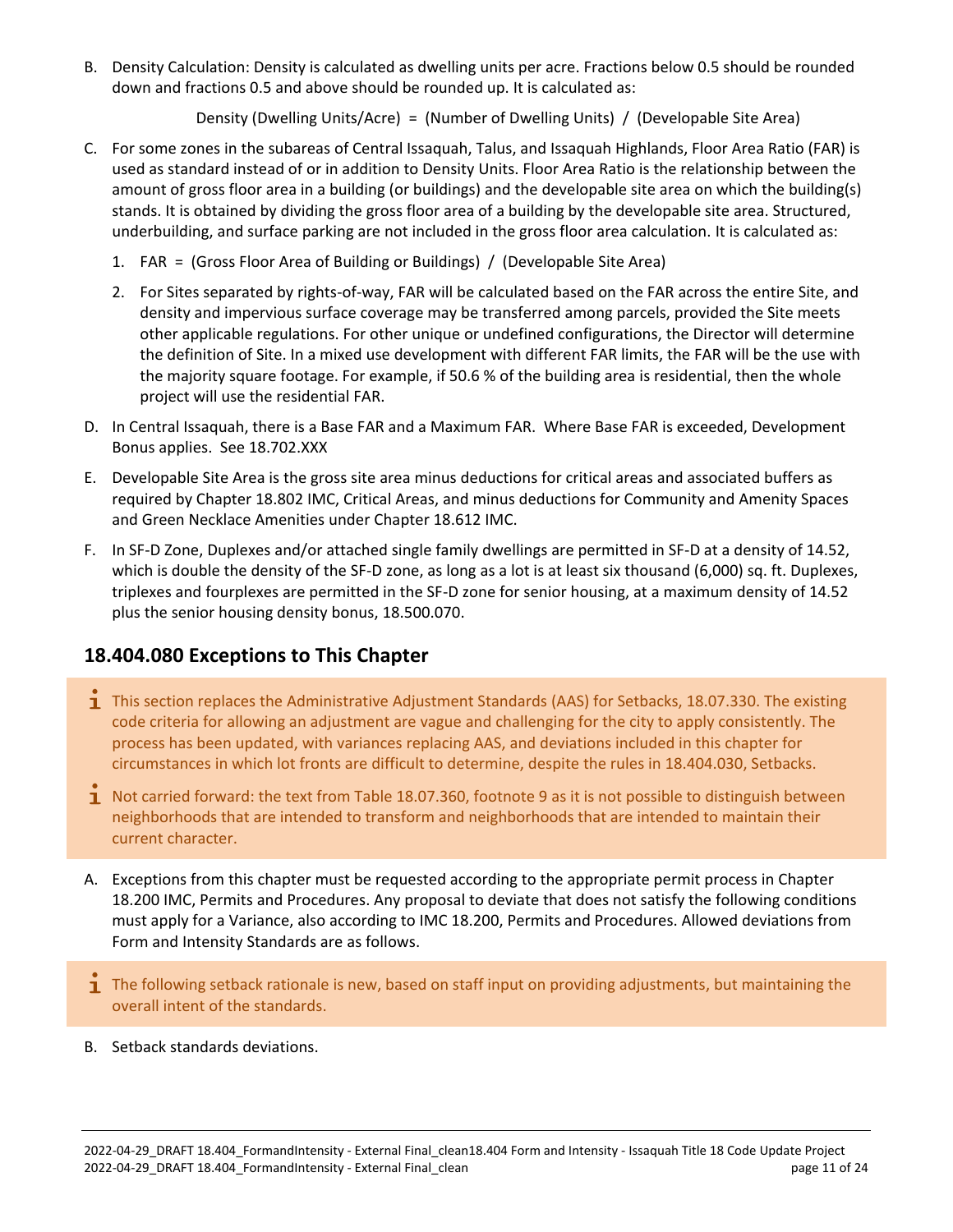B. Density Calculation: Density is calculated as dwelling units per acre. Fractions below 0.5 should be rounded down and fractions 0.5 and above should be rounded up. It is calculated as:

Density (Dwelling Units/Acre) = (Number of Dwelling Units) / (Developable Site Area)

C. For some zones in the subareas of Central Issaquah, Talus, and Issaquah Highlands, Floor Area Ratio (FAR) is used as standard instead of or in addition to Density Units. Floor Area Ratio is the relationship between the amount of gross floor area in a building (or buildings) and the developable site area on which the building(s) stands. It is obtained by dividing the gross floor area of a building by the developable site area. Structured, underbuilding, and surface parking are not included in the gross floor area calculation. It is calculated as:

   1. FAR = (Gross Floor Area of Building or Buildings) / (Developable Site Area)

   2. For Sites separated by rights-of-way, FAR will be calculated based on the FAR across the entire Site, and density and impervious surface coverage may be transferred among parcels, provided the Site meets other applicable regulations. For other unique or undefined configurations, the Director will determine the definition of Site. In a mixed use development with different FAR limits, the FAR will be the use with the majority square footage. For example, if 50.6 % of the building area is residential, then the whole project will use the residential FAR.

D. In Central Issaquah, there is a Base FAR and a Maximum FAR. Where Base FAR is exceeded, Development Bonus applies. See 18.702.XXX

E. Developable Site Area is the gross site area minus deductions for critical areas and associated buffers as required by Chapter 18.802 IMC, Critical Areas, and minus deductions for Community and Amenity Spaces and Green Necklace Amenities under Chapter 18.612 IMC.

F. In SF-D Zone, Duplexes and/or attached single family dwellings are permitted in SF-D at a density of 14.52, which is double the density of the SF-D zone, as long as a lot is at least six thousand (6,000) sq. ft. Duplexes, triplexes and fourplexes are permitted in the SF-D zone for senior housing, at a maximum density of 14.52 plus the senior housing density bonus, 18.500.070.

## 18.404.080 Exceptions to This Chapter

> ℹ This section replaces the Administrative Adjustment Standards (AAS) for Setbacks, 18.07.330. The existing code criteria for allowing an adjustment are vague and challenging for the city to apply consistently. The process has been updated, with variances replacing AAS, and deviations included in this chapter for circumstances in which lot fronts are difficult to determine, despite the rules in 18.404.030, Setbacks.
>
> ℹ Not carried forward: the text from Table 18.07.360, footnote 9 as it is not possible to distinguish between neighborhoods that are intended to transform and neighborhoods that are intended to maintain their current character.

A. Exceptions from this chapter must be requested according to the appropriate permit process in Chapter 18.200 IMC, Permits and Procedures. Any proposal to deviate that does not satisfy the following conditions must apply for a Variance, also according to IMC 18.200, Permits and Procedures. Allowed deviations from Form and Intensity Standards are as follows.

> ℹ The following setback rationale is new, based on staff input on providing adjustments, but maintaining the overall intent of the standards.

B. Setback standards deviations.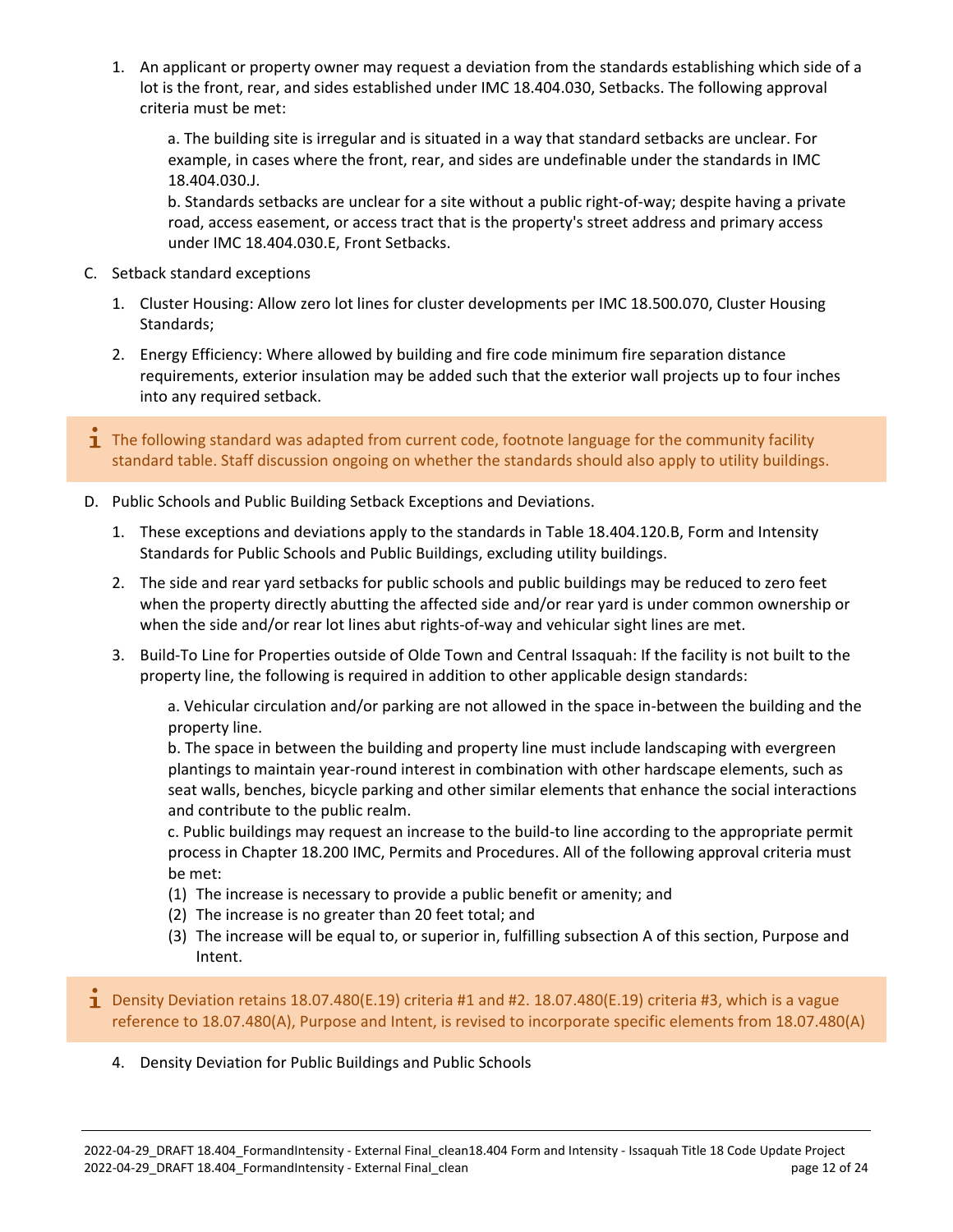1. An applicant or property owner may request a deviation from the standards establishing which side of a lot is the front, rear, and sides established under IMC 18.404.030, Setbacks. The following approval criteria must be met:

    a. The building site is irregular and is situated in a way that standard setbacks are unclear. For example, in cases where the front, rear, and sides are undefinable under the standards in IMC 18.404.030.J.
    b. Standards setbacks are unclear for a site without a public right-of-way; despite having a private road, access easement, or access tract that is the property's street address and primary access under IMC 18.404.030.E, Front Setbacks.

C. Setback standard exceptions

1. Cluster Housing: Allow zero lot lines for cluster developments per IMC 18.500.070, Cluster Housing Standards;
2. Energy Efficiency: Where allowed by building and fire code minimum fire separation distance requirements, exterior insulation may be added such that the exterior wall projects up to four inches into any required setback.

> ℹ The following standard was adapted from current code, footnote language for the community facility standard table. Staff discussion ongoing on whether the standards should also apply to utility buildings.

D. Public Schools and Public Building Setback Exceptions and Deviations.

1. These exceptions and deviations apply to the standards in Table 18.404.120.B, Form and Intensity Standards for Public Schools and Public Buildings, excluding utility buildings.
2. The side and rear yard setbacks for public schools and public buildings may be reduced to zero feet when the property directly abutting the affected side and/or rear yard is under common ownership or when the side and/or rear lot lines abut rights-of-way and vehicular sight lines are met.
3. Build-To Line for Properties outside of Olde Town and Central Issaquah: If the facility is not built to the property line, the following is required in addition to other applicable design standards:

    a. Vehicular circulation and/or parking are not allowed in the space in-between the building and the property line.
    b. The space in between the building and property line must include landscaping with evergreen plantings to maintain year-round interest in combination with other hardscape elements, such as seat walls, benches, bicycle parking and other similar elements that enhance the social interactions and contribute to the public realm.
    c. Public buildings may request an increase to the build-to line according to the appropriate permit process in Chapter 18.200 IMC, Permits and Procedures. All of the following approval criteria must be met:
    (1) The increase is necessary to provide a public benefit or amenity; and
    (2) The increase is no greater than 20 feet total; and
    (3) The increase will be equal to, or superior in, fulfilling subsection A of this section, Purpose and Intent.

> ℹ Density Deviation retains 18.07.480(E.19) criteria #1 and #2. 18.07.480(E.19) criteria #3, which is a vague reference to 18.07.480(A), Purpose and Intent, is revised to incorporate specific elements from 18.07.480(A)

4. Density Deviation for Public Buildings and Public Schools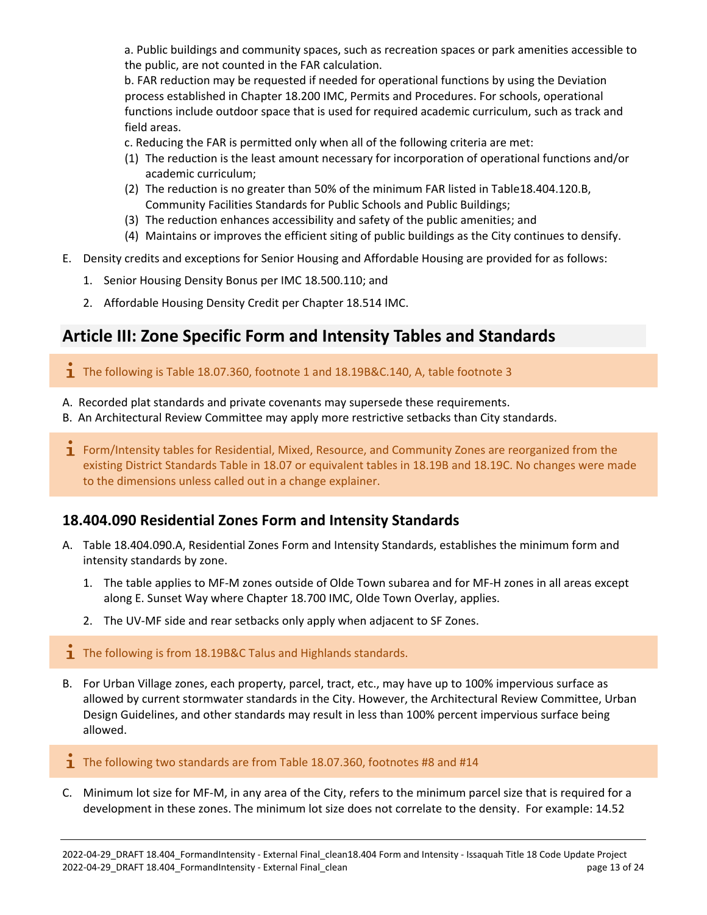a. Public buildings and community spaces, such as recreation spaces or park amenities accessible to the public, are not counted in the FAR calculation.

b. FAR reduction may be requested if needed for operational functions by using the Deviation process established in Chapter 18.200 IMC, Permits and Procedures. For schools, operational functions include outdoor space that is used for required academic curriculum, such as track and field areas.

c. Reducing the FAR is permitted only when all of the following criteria are met:

(1) The reduction is the least amount necessary for incorporation of operational functions and/or academic curriculum;

(2) The reduction is no greater than 50% of the minimum FAR listed in Table18.404.120.B, Community Facilities Standards for Public Schools and Public Buildings;

(3) The reduction enhances accessibility and safety of the public amenities; and

(4) Maintains or improves the efficient siting of public buildings as the City continues to densify.

E. Density credits and exceptions for Senior Housing and Affordable Housing are provided for as follows:

1. Senior Housing Density Bonus per IMC 18.500.110; and
2. Affordable Housing Density Credit per Chapter 18.514 IMC.

## Article III: Zone Specific Form and Intensity Tables and Standards

> i The following is Table 18.07.360, footnote 1 and 18.19B&C.140, A, table footnote 3

A. Recorded plat standards and private covenants may supersede these requirements.

B. An Architectural Review Committee may apply more restrictive setbacks than City standards.

> i Form/Intensity tables for Residential, Mixed, Resource, and Community Zones are reorganized from the existing District Standards Table in 18.07 or equivalent tables in 18.19B and 18.19C. No changes were made to the dimensions unless called out in a change explainer.

### 18.404.090 Residential Zones Form and Intensity Standards

A. Table 18.404.090.A, Residential Zones Form and Intensity Standards, establishes the minimum form and intensity standards by zone.

1. The table applies to MF-M zones outside of Olde Town subarea and for MF-H zones in all areas except along E. Sunset Way where Chapter 18.700 IMC, Olde Town Overlay, applies.
2. The UV-MF side and rear setbacks only apply when adjacent to SF Zones.

> i The following is from 18.19B&C Talus and Highlands standards.

B. For Urban Village zones, each property, parcel, tract, etc., may have up to 100% impervious surface as allowed by current stormwater standards in the City. However, the Architectural Review Committee, Urban Design Guidelines, and other standards may result in less than 100% percent impervious surface being allowed.

> i The following two standards are from Table 18.07.360, footnotes #8 and #14

C. Minimum lot size for MF-M, in any area of the City, refers to the minimum parcel size that is required for a development in these zones. The minimum lot size does not correlate to the density. For example: 14.52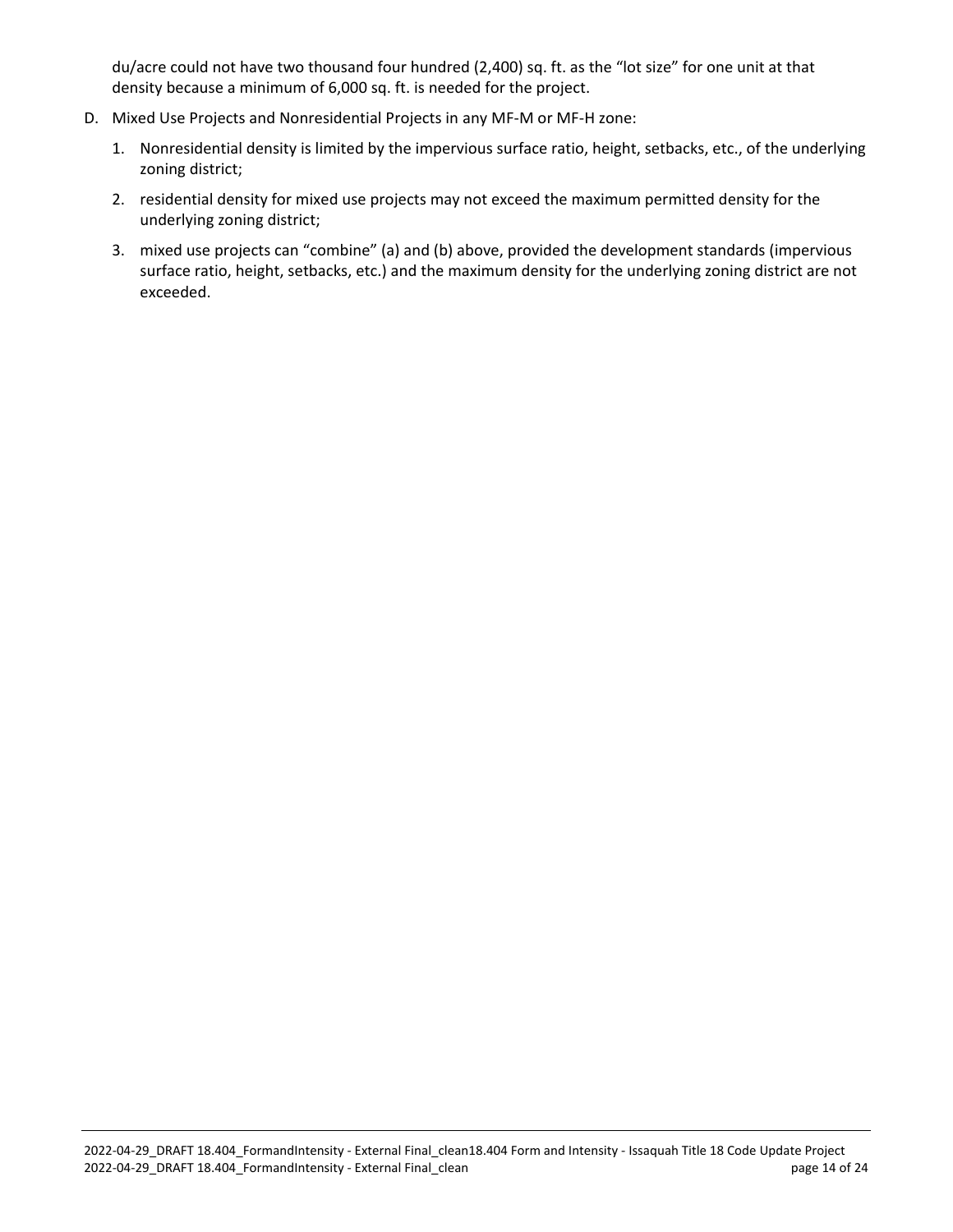du/acre could not have two thousand four hundred (2,400) sq. ft. as the "lot size" for one unit at that density because a minimum of 6,000 sq. ft. is needed for the project.

D. Mixed Use Projects and Nonresidential Projects in any MF-M or MF-H zone:

   1. Nonresidential density is limited by the impervious surface ratio, height, setbacks, etc., of the underlying zoning district;

   2. residential density for mixed use projects may not exceed the maximum permitted density for the underlying zoning district;

   3. mixed use projects can "combine" (a) and (b) above, provided the development standards (impervious surface ratio, height, setbacks, etc.) and the maximum density for the underlying zoning district are not exceeded.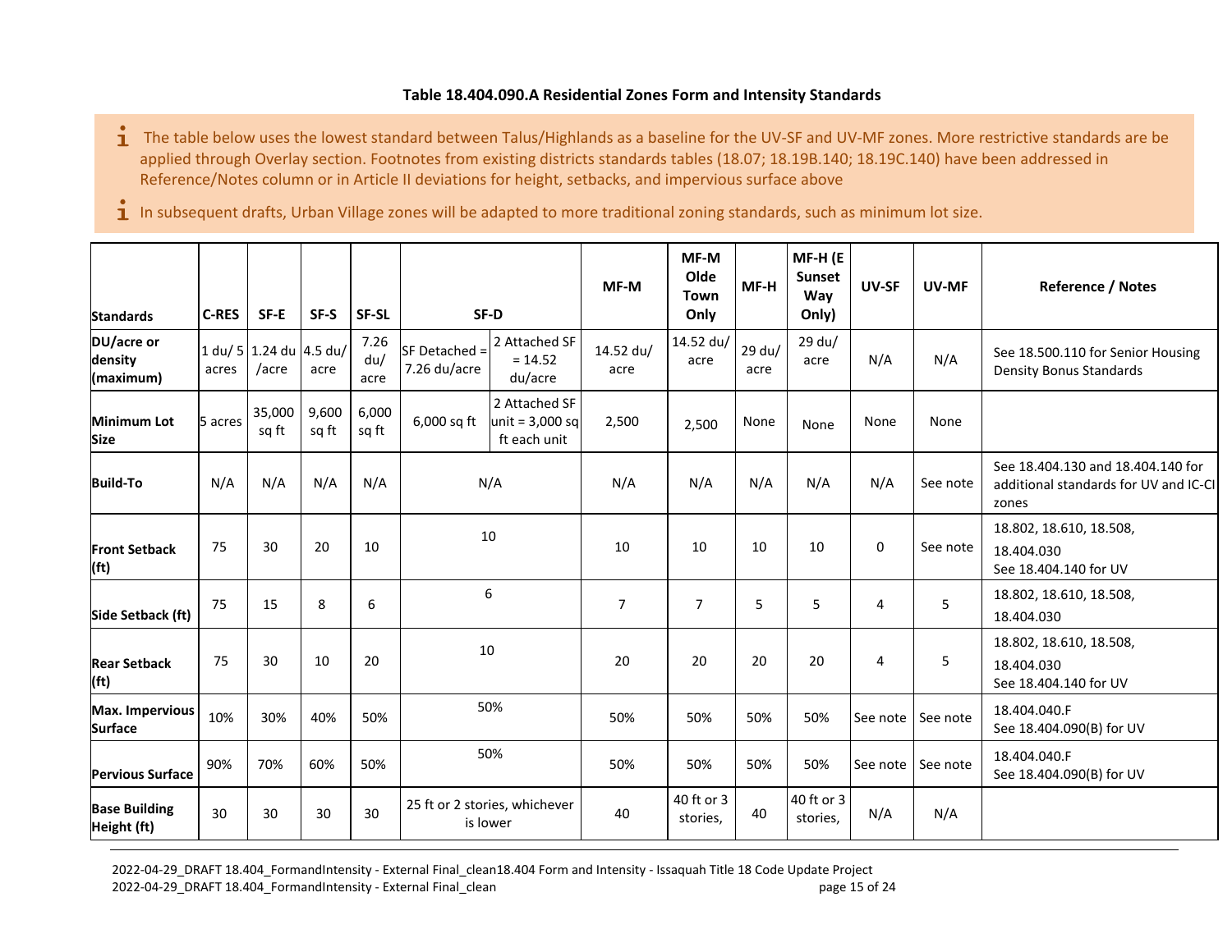**Table 18.404.090.A Residential Zones Form and Intensity Standards**

> ℹ The table below uses the lowest standard between Talus/Highlands as a baseline for the UV-SF and UV-MF zones. More restrictive standards are be applied through Overlay section. Footnotes from existing districts standards tables (18.07; 18.19B.140; 18.19C.140) have been addressed in Reference/Notes column or in Article II deviations for height, setbacks, and impervious surface above
>
> ℹ In subsequent drafts, Urban Village zones will be adapted to more traditional zoning standards, such as minimum lot size.

| Standards | C-RES | SF-E | SF-S | SF-SL | SF-D | | MF-M | MF-M Olde Town Only | MF-H | MF-H (E Sunset Way Only) | UV-SF | UV-MF | Reference / Notes |
|---|---|---|---|---|---|---|---|---|---|---|---|---|---|
| DU/acre or density (maximum) | 1 du/ 5 acres | 1.24 du /acre | 4.5 du/ acre | 7.26 du/ acre | SF Detached = 7.26 du/acre | 2 Attached SF = 14.52 du/acre | 14.52 du/ acre | 14.52 du/ acre | 29 du/ acre | 29 du/ acre | N/A | N/A | See 18.500.110 for Senior Housing Density Bonus Standards |
| Minimum Lot Size | 5 acres | 35,000 sq ft | 9,600 sq ft | 6,000 sq ft | 6,000 sq ft | 2 Attached SF unit = 3,000 sq ft each unit | 2,500 | 2,500 | None | None | None | None | |
| Build-To | N/A | N/A | N/A | N/A | N/A | | N/A | N/A | N/A | N/A | N/A | See note | See 18.404.130 and 18.404.140 for additional standards for UV and IC-CI zones |
| Front Setback (ft) | 75 | 30 | 20 | 10 | 10 | | 10 | 10 | 10 | 10 | 0 | See note | 18.802, 18.610, 18.508, 18.404.030 See 18.404.140 for UV |
| Side Setback (ft) | 75 | 15 | 8 | 6 | 6 | | 7 | 7 | 5 | 5 | 4 | 5 | 18.802, 18.610, 18.508, 18.404.030 |
| Rear Setback (ft) | 75 | 30 | 10 | 20 | 10 | | 20 | 20 | 20 | 20 | 4 | 5 | 18.802, 18.610, 18.508, 18.404.030 See 18.404.140 for UV |
| Max. Impervious Surface | 10% | 30% | 40% | 50% | 50% | | 50% | 50% | 50% | 50% | See note | See note | 18.404.040.F See 18.404.090(B) for UV |
| Pervious Surface | 90% | 70% | 60% | 50% | 50% | | 50% | 50% | 50% | 50% | See note | See note | 18.404.040.F See 18.404.090(B) for UV |
| Base Building Height (ft) | 30 | 30 | 30 | 30 | 25 ft or 2 stories, whichever is lower | | 40 | 40 ft or 3 stories, | 40 | 40 ft or 3 stories, | N/A | N/A | |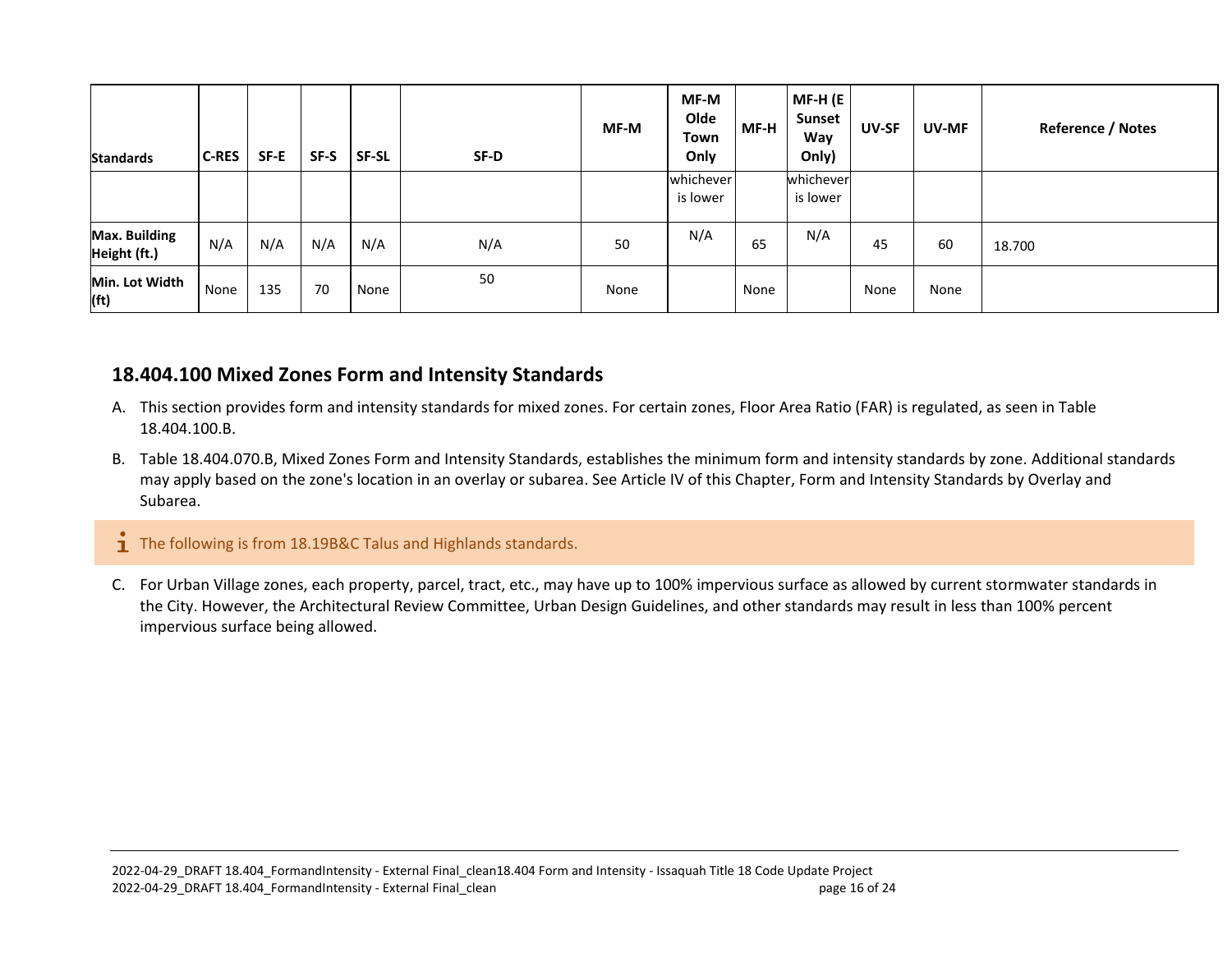| Standards | C-RES | SF-E | SF-S | SF-SL | SF-D | MF-M | MF-M Olde Town Only | MF-H | MF-H (E Sunset Way Only) | UV-SF | UV-MF | Reference / Notes |
|---|---|---|---|---|---|---|---|---|---|---|---|---|
| | | | | | | | whichever is lower | | whichever is lower | | | |
| Max. Building Height (ft.) | N/A | N/A | N/A | N/A | N/A | 50 | N/A | 65 | N/A | 45 | 60 | 18.700 |
| Min. Lot Width (ft) | None | 135 | 70 | None | 50 | None | | None | | None | None | |

## 18.404.100 Mixed Zones Form and Intensity Standards

A. This section provides form and intensity standards for mixed zones. For certain zones, Floor Area Ratio (FAR) is regulated, as seen in Table 18.404.100.B.

B. Table 18.404.070.B, Mixed Zones Form and Intensity Standards, establishes the minimum form and intensity standards by zone. Additional standards may apply based on the zone's location in an overlay or subarea. See Article IV of this Chapter, Form and Intensity Standards by Overlay and Subarea.

> i The following is from 18.19B&C Talus and Highlands standards.

C. For Urban Village zones, each property, parcel, tract, etc., may have up to 100% impervious surface as allowed by current stormwater standards in the City. However, the Architectural Review Committee, Urban Design Guidelines, and other standards may result in less than 100% percent impervious surface being allowed.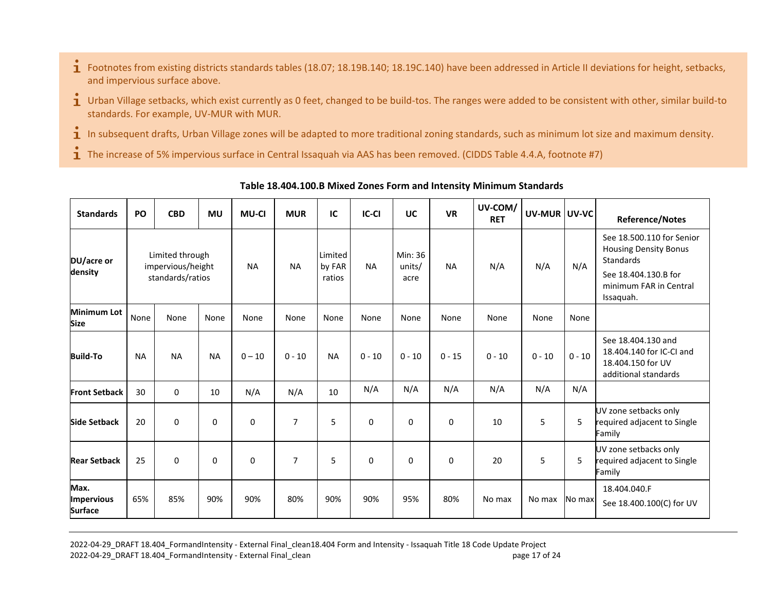- Footnotes from existing districts standards tables (18.07; 18.19B.140; 18.19C.140) have been addressed in Article II deviations for height, setbacks, and impervious surface above.
- Urban Village setbacks, which exist currently as 0 feet, changed to be build-tos. The ranges were added to be consistent with other, similar build-to standards. For example, UV-MUR with MUR.
- In subsequent drafts, Urban Village zones will be adapted to more traditional zoning standards, such as minimum lot size and maximum density.
- The increase of 5% impervious surface in Central Issaquah via AAS has been removed. (CIDDS Table 4.4.A, footnote #7)

**Table 18.404.100.B Mixed Zones Form and Intensity Minimum Standards**

| Standards | PO | CBD | MU | MU-CI | MUR | IC | IC-CI | UC | VR | UV-COM/ RET | UV-MUR | UV-VC | Reference/Notes |
|---|---|---|---|---|---|---|---|---|---|---|---|---|---|
| DU/acre or density | Limited through impervious/height standards/ratios | | | NA | NA | Limited by FAR ratios | NA | Min: 36 units/ acre | NA | N/A | N/A | N/A | See 18.500.110 for Senior Housing Density Bonus Standards<br>See 18.404.130.B for minimum FAR in Central Issaquah. |
| Minimum Lot Size | None | None | None | None | None | None | None | None | None | None | None | None | |
| Build-To | NA | NA | NA | 0 – 10 | 0 - 10 | NA | 0 - 10 | 0 - 10 | 0 - 15 | 0 - 10 | 0 - 10 | 0 - 10 | See 18.404.130 and 18.404.140 for IC-CI and 18.404.150 for UV additional standards |
| Front Setback | 30 | 0 | 10 | N/A | N/A | 10 | N/A | N/A | N/A | N/A | N/A | N/A | |
| Side Setback | 20 | 0 | 0 | 0 | 7 | 5 | 0 | 0 | 0 | 10 | 5 | 5 | UV zone setbacks only required adjacent to Single Family |
| Rear Setback | 25 | 0 | 0 | 0 | 7 | 5 | 0 | 0 | 0 | 20 | 5 | 5 | UV zone setbacks only required adjacent to Single Family |
| Max. Impervious Surface | 65% | 85% | 90% | 90% | 80% | 90% | 90% | 95% | 80% | No max | No max | No max | 18.404.040.F<br>See 18.400.100(C) for UV |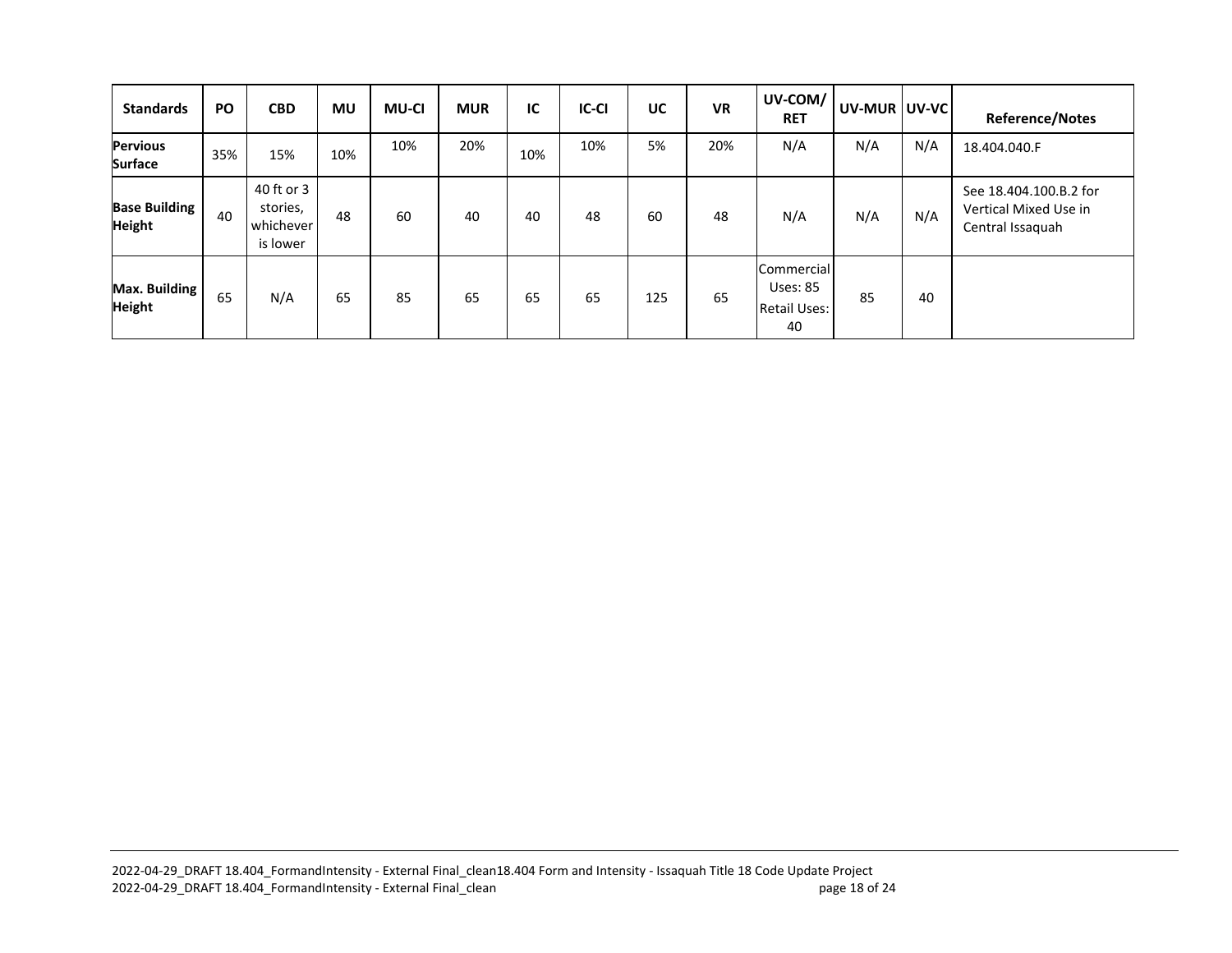| Standards | PO | CBD | MU | MU-CI | MUR | IC | IC-CI | UC | VR | UV-COM/ RET | UV-MUR | UV-VC | Reference/Notes |
|---|---|---|---|---|---|---|---|---|---|---|---|---|---|
| **Pervious Surface** | 35% | 15% | 10% | 10% | 20% | 10% | 10% | 5% | 20% | N/A | N/A | N/A | 18.404.040.F |
| **Base Building Height** | 40 | 40 ft or 3 stories, whichever is lower | 48 | 60 | 40 | 40 | 48 | 60 | 48 | N/A | N/A | N/A | See 18.404.100.B.2 for Vertical Mixed Use in Central Issaquah |
| **Max. Building Height** | 65 | N/A | 65 | 85 | 65 | 65 | 65 | 125 | 65 | Commercial Uses: 85 Retail Uses: 40 | 85 | 40 | |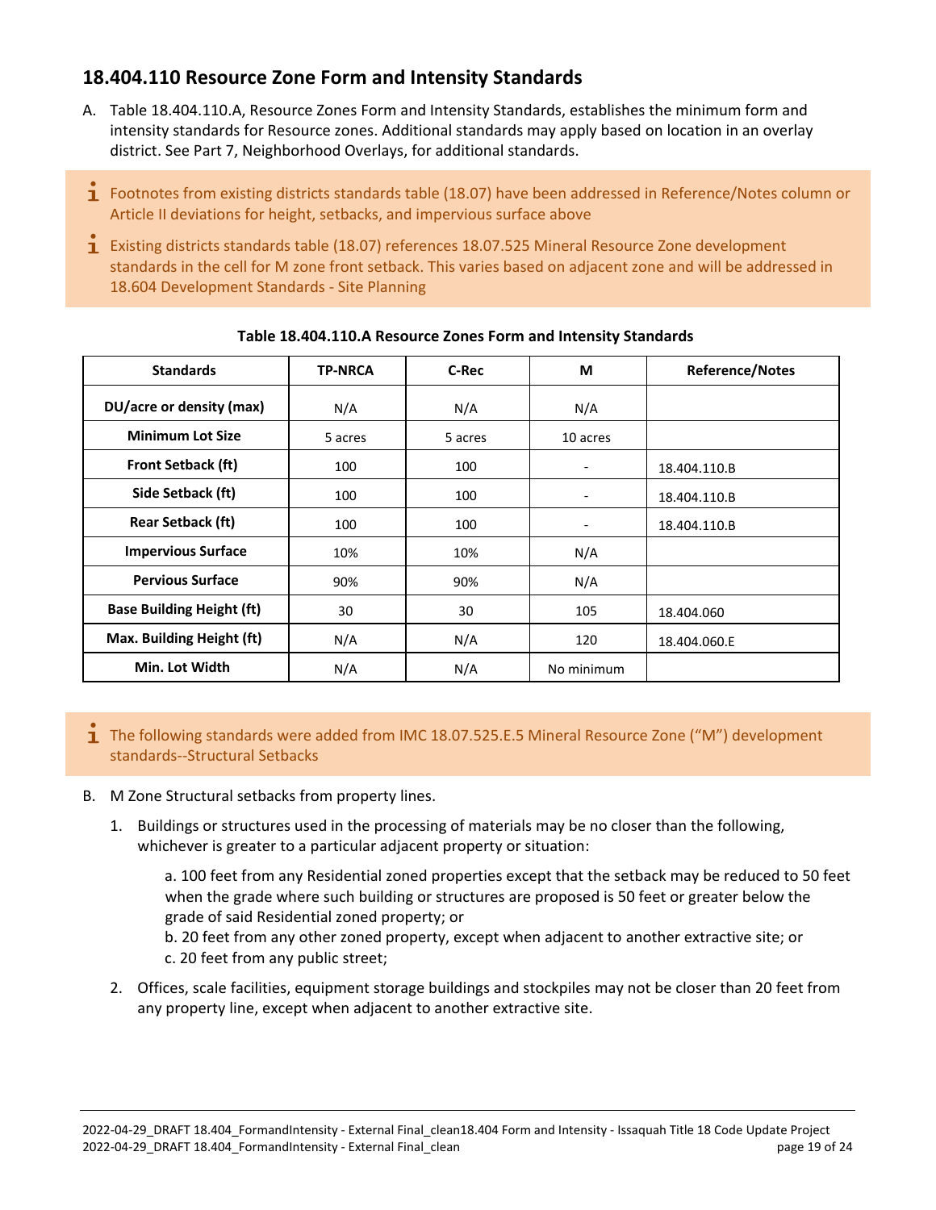## 18.404.110 Resource Zone Form and Intensity Standards

A. Table 18.404.110.A, Resource Zones Form and Intensity Standards, establishes the minimum form and intensity standards for Resource zones. Additional standards may apply based on location in an overlay district. See Part 7, Neighborhood Overlays, for additional standards.

> ℹ Footnotes from existing districts standards table (18.07) have been addressed in Reference/Notes column or Article II deviations for height, setbacks, and impervious surface above
>
> ℹ Existing districts standards table (18.07) references 18.07.525 Mineral Resource Zone development standards in the cell for M zone front setback. This varies based on adjacent zone and will be addressed in 18.604 Development Standards - Site Planning

**Table 18.404.110.A Resource Zones Form and Intensity Standards**

| Standards | TP-NRCA | C-Rec | M | Reference/Notes |
|---|---|---|---|---|
| DU/acre or density (max) | N/A | N/A | N/A | |
| Minimum Lot Size | 5 acres | 5 acres | 10 acres | |
| Front Setback (ft) | 100 | 100 | - | 18.404.110.B |
| Side Setback (ft) | 100 | 100 | - | 18.404.110.B |
| Rear Setback (ft) | 100 | 100 | - | 18.404.110.B |
| Impervious Surface | 10% | 10% | N/A | |
| Pervious Surface | 90% | 90% | N/A | |
| Base Building Height (ft) | 30 | 30 | 105 | 18.404.060 |
| Max. Building Height (ft) | N/A | N/A | 120 | 18.404.060.E |
| Min. Lot Width | N/A | N/A | No minimum | |

> ℹ The following standards were added from IMC 18.07.525.E.5 Mineral Resource Zone ("M") development standards--Structural Setbacks

B. M Zone Structural setbacks from property lines.

1. Buildings or structures used in the processing of materials may be no closer than the following, whichever is greater to a particular adjacent property or situation:

   a. 100 feet from any Residential zoned properties except that the setback may be reduced to 50 feet when the grade where such building or structures are proposed is 50 feet or greater below the grade of said Residential zoned property; or
   b. 20 feet from any other zoned property, except when adjacent to another extractive site; or
   c. 20 feet from any public street;

2. Offices, scale facilities, equipment storage buildings and stockpiles may not be closer than 20 feet from any property line, except when adjacent to another extractive site.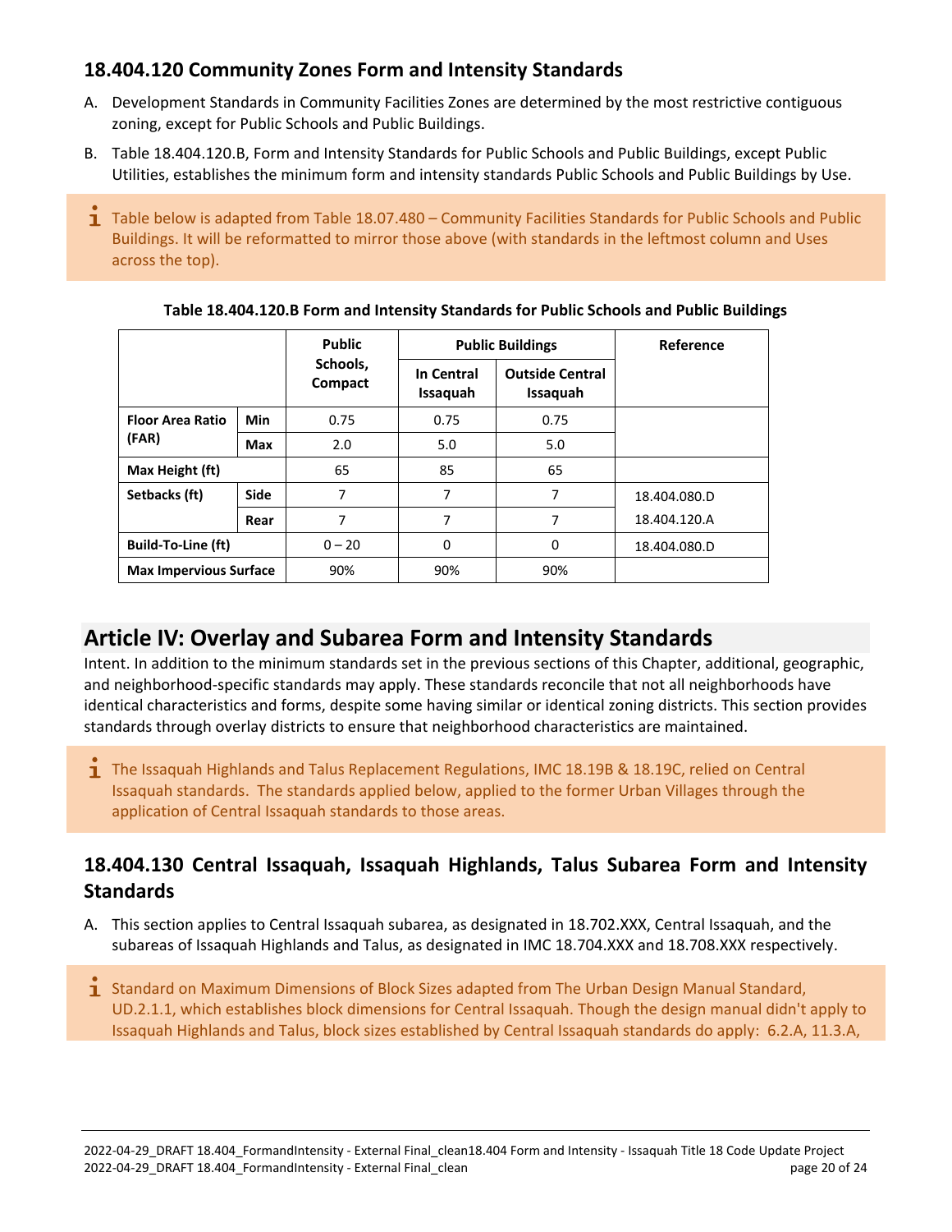### 18.404.120 Community Zones Form and Intensity Standards

A. Development Standards in Community Facilities Zones are determined by the most restrictive contiguous zoning, except for Public Schools and Public Buildings.

B. Table 18.404.120.B, Form and Intensity Standards for Public Schools and Public Buildings, except Public Utilities, establishes the minimum form and intensity standards Public Schools and Public Buildings by Use.

> Table below is adapted from Table 18.07.480 – Community Facilities Standards for Public Schools and Public Buildings. It will be reformatted to mirror those above (with standards in the leftmost column and Uses across the top).

**Table 18.404.120.B Form and Intensity Standards for Public Schools and Public Buildings**

| | | Public Schools, Compact | Public Buildings | | Reference |
|---|---|---|---|---|---|
| | | | In Central Issaquah | Outside Central Issaquah | |
| **Floor Area Ratio (FAR)** | **Min** | 0.75 | 0.75 | 0.75 | |
| | **Max** | 2.0 | 5.0 | 5.0 | |
| **Max Height (ft)** | | 65 | 85 | 65 | |
| **Setbacks (ft)** | **Side** | 7 | 7 | 7 | 18.404.080.D |
| | **Rear** | 7 | 7 | 7 | 18.404.120.A |
| **Build-To-Line (ft)** | | 0 – 20 | 0 | 0 | 18.404.080.D |
| **Max Impervious Surface** | | 90% | 90% | 90% | |

## Article IV: Overlay and Subarea Form and Intensity Standards

Intent. In addition to the minimum standards set in the previous sections of this Chapter, additional, geographic, and neighborhood-specific standards may apply. These standards reconcile that not all neighborhoods have identical characteristics and forms, despite some having similar or identical zoning districts. This section provides standards through overlay districts to ensure that neighborhood characteristics are maintained.

> The Issaquah Highlands and Talus Replacement Regulations, IMC 18.19B & 18.19C, relied on Central Issaquah standards. The standards applied below, applied to the former Urban Villages through the application of Central Issaquah standards to those areas.

### 18.404.130 Central Issaquah, Issaquah Highlands, Talus Subarea Form and Intensity Standards

A. This section applies to Central Issaquah subarea, as designated in 18.702.XXX, Central Issaquah, and the subareas of Issaquah Highlands and Talus, as designated in IMC 18.704.XXX and 18.708.XXX respectively.

> Standard on Maximum Dimensions of Block Sizes adapted from The Urban Design Manual Standard, UD.2.1.1, which establishes block dimensions for Central Issaquah. Though the design manual didn't apply to Issaquah Highlands and Talus, block sizes established by Central Issaquah standards do apply: 6.2.A, 11.3.A,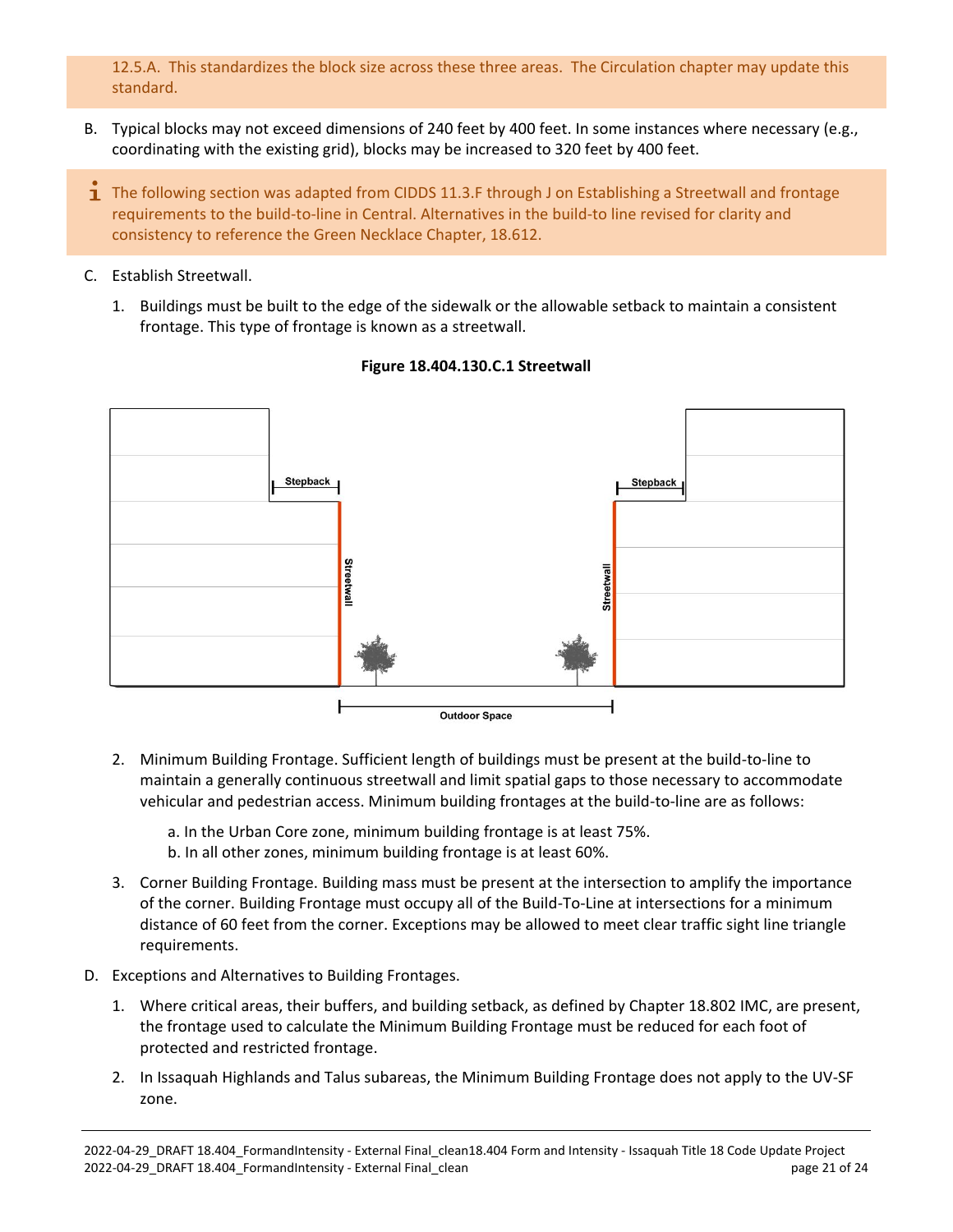12.5.A. This standardizes the block size across these three areas. The Circulation chapter may update this standard.

B. Typical blocks may not exceed dimensions of 240 feet by 400 feet. In some instances where necessary (e.g., coordinating with the existing grid), blocks may be increased to 320 feet by 400 feet.

The following section was adapted from CIDDS 11.3.F through J on Establishing a Streetwall and frontage requirements to the build-to-line in Central. Alternatives in the build-to line revised for clarity and consistency to reference the Green Necklace Chapter, 18.612.

C. Establish Streetwall.

1. Buildings must be built to the edge of the sidewalk or the allowable setback to maintain a consistent frontage. This type of frontage is known as a streetwall.

**Figure 18.404.130.C.1 Streetwall**

2. Minimum Building Frontage. Sufficient length of buildings must be present at the build-to-line to maintain a generally continuous streetwall and limit spatial gaps to those necessary to accommodate vehicular and pedestrian access. Minimum building frontages at the build-to-line are as follows:

   a. In the Urban Core zone, minimum building frontage is at least 75%.
   b. In all other zones, minimum building frontage is at least 60%.

3. Corner Building Frontage. Building mass must be present at the intersection to amplify the importance of the corner. Building Frontage must occupy all of the Build-To-Line at intersections for a minimum distance of 60 feet from the corner. Exceptions may be allowed to meet clear traffic sight line triangle requirements.

D. Exceptions and Alternatives to Building Frontages.

1. Where critical areas, their buffers, and building setback, as defined by Chapter 18.802 IMC, are present, the frontage used to calculate the Minimum Building Frontage must be reduced for each foot of protected and restricted frontage.

2. In Issaquah Highlands and Talus subareas, the Minimum Building Frontage does not apply to the UV-SF zone.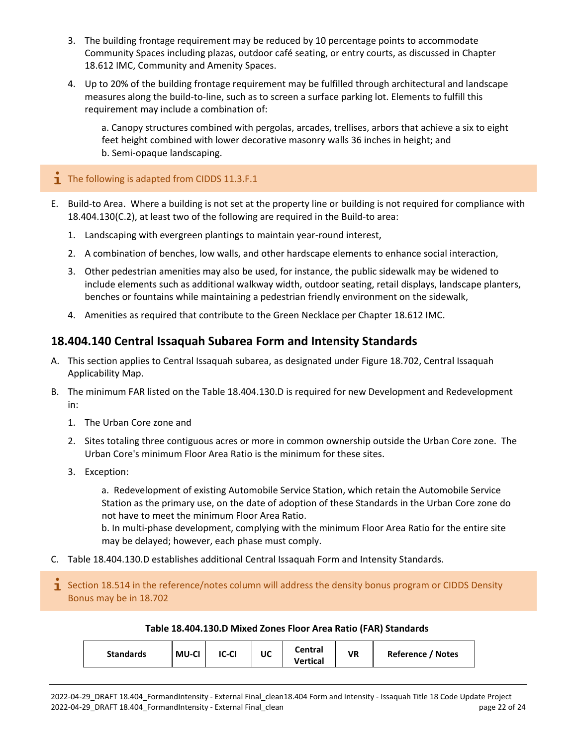3. The building frontage requirement may be reduced by 10 percentage points to accommodate Community Spaces including plazas, outdoor café seating, or entry courts, as discussed in Chapter 18.612 IMC, Community and Amenity Spaces.

4. Up to 20% of the building frontage requirement may be fulfilled through architectural and landscape measures along the build-to-line, such as to screen a surface parking lot. Elements to fulfill this requirement may include a combination of:

   a. Canopy structures combined with pergolas, arcades, trellises, arbors that achieve a six to eight feet height combined with lower decorative masonry walls 36 inches in height; and
   b. Semi-opaque landscaping.

> The following is adapted from CIDDS 11.3.F.1

E. Build-to Area. Where a building is not set at the property line or building is not required for compliance with 18.404.130(C.2), at least two of the following are required in the Build-to area:

1. Landscaping with evergreen plantings to maintain year-round interest,

2. A combination of benches, low walls, and other hardscape elements to enhance social interaction,

3. Other pedestrian amenities may also be used, for instance, the public sidewalk may be widened to include elements such as additional walkway width, outdoor seating, retail displays, landscape planters, benches or fountains while maintaining a pedestrian friendly environment on the sidewalk,

4. Amenities as required that contribute to the Green Necklace per Chapter 18.612 IMC.

## 18.404.140 Central Issaquah Subarea Form and Intensity Standards

A. This section applies to Central Issaquah subarea, as designated under Figure 18.702, Central Issaquah Applicability Map.

B. The minimum FAR listed on the Table 18.404.130.D is required for new Development and Redevelopment in:

1. The Urban Core zone and

2. Sites totaling three contiguous acres or more in common ownership outside the Urban Core zone. The Urban Core's minimum Floor Area Ratio is the minimum for these sites.

3. Exception:

   a. Redevelopment of existing Automobile Service Station, which retain the Automobile Service Station as the primary use, on the date of adoption of these Standards in the Urban Core zone do not have to meet the minimum Floor Area Ratio.
   b. In multi-phase development, complying with the minimum Floor Area Ratio for the entire site may be delayed; however, each phase must comply.

C. Table 18.404.130.D establishes additional Central Issaquah Form and Intensity Standards.

> Section 18.514 in the reference/notes column will address the density bonus program or CIDDS Density Bonus may be in 18.702

**Table 18.404.130.D Mixed Zones Floor Area Ratio (FAR) Standards**

| Standards | MU-CI | IC-CI | UC | Central Vertical | VR | Reference / Notes |
|---|---|---|---|---|---|---|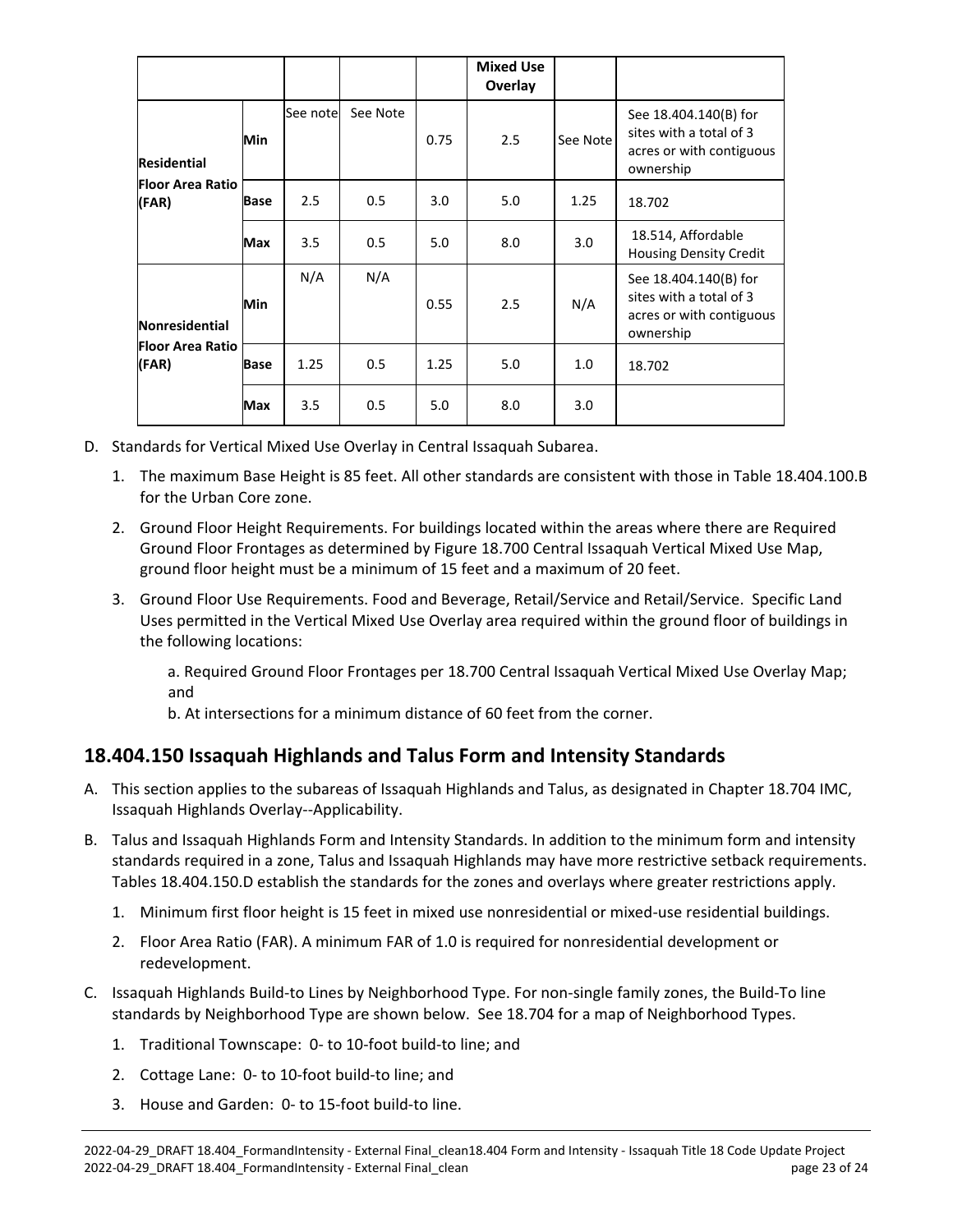| | | | | | Mixed Use Overlay | | |
|---|---|---|---|---|---|---|---|
| Residential Floor Area Ratio (FAR) | Min | See note | See Note | 0.75 | 2.5 | See Note | See 18.404.140(B) for sites with a total of 3 acres or with contiguous ownership |
| | Base | 2.5 | 0.5 | 3.0 | 5.0 | 1.25 | 18.702 |
| | Max | 3.5 | 0.5 | 5.0 | 8.0 | 3.0 | 18.514, Affordable Housing Density Credit |
| Nonresidential Floor Area Ratio (FAR) | Min | N/A | N/A | 0.55 | 2.5 | N/A | See 18.404.140(B) for sites with a total of 3 acres or with contiguous ownership |
| | Base | 1.25 | 0.5 | 1.25 | 5.0 | 1.0 | 18.702 |
| | Max | 3.5 | 0.5 | 5.0 | 8.0 | 3.0 | |

D. Standards for Vertical Mixed Use Overlay in Central Issaquah Subarea.

1. The maximum Base Height is 85 feet. All other standards are consistent with those in Table 18.404.100.B for the Urban Core zone.
2. Ground Floor Height Requirements. For buildings located within the areas where there are Required Ground Floor Frontages as determined by Figure 18.700 Central Issaquah Vertical Mixed Use Map, ground floor height must be a minimum of 15 feet and a maximum of 20 feet.
3. Ground Floor Use Requirements. Food and Beverage, Retail/Service and Retail/Service. Specific Land Uses permitted in the Vertical Mixed Use Overlay area required within the ground floor of buildings in the following locations:

   a. Required Ground Floor Frontages per 18.700 Central Issaquah Vertical Mixed Use Overlay Map; and
   b. At intersections for a minimum distance of 60 feet from the corner.

## 18.404.150 Issaquah Highlands and Talus Form and Intensity Standards

A. This section applies to the subareas of Issaquah Highlands and Talus, as designated in Chapter 18.704 IMC, Issaquah Highlands Overlay--Applicability.

B. Talus and Issaquah Highlands Form and Intensity Standards. In addition to the minimum form and intensity standards required in a zone, Talus and Issaquah Highlands may have more restrictive setback requirements. Tables 18.404.150.D establish the standards for the zones and overlays where greater restrictions apply.

1. Minimum first floor height is 15 feet in mixed use nonresidential or mixed-use residential buildings.
2. Floor Area Ratio (FAR). A minimum FAR of 1.0 is required for nonresidential development or redevelopment.

C. Issaquah Highlands Build-to Lines by Neighborhood Type. For non-single family zones, the Build-To line standards by Neighborhood Type are shown below. See 18.704 for a map of Neighborhood Types.

1. Traditional Townscape: 0- to 10-foot build-to line; and
2. Cottage Lane: 0- to 10-foot build-to line; and
3. House and Garden: 0- to 15-foot build-to line.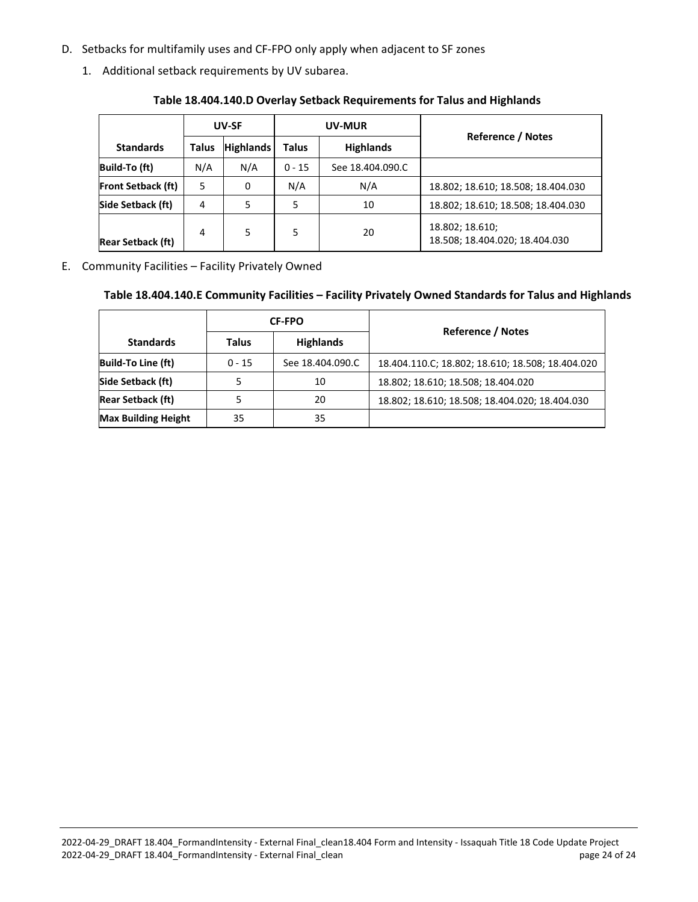D. Setbacks for multifamily uses and CF-FPO only apply when adjacent to SF zones

1. Additional setback requirements by UV subarea.

**Table 18.404.140.D Overlay Setback Requirements for Talus and Highlands**

| | UV-SF | | UV-MUR | | Reference / Notes |
|---|---|---|---|---|---|
| **Standards** | **Talus** | **Highlands** | **Talus** | **Highlands** | |
| **Build-To (ft)** | N/A | N/A | 0 - 15 | See 18.404.090.C | |
| **Front Setback (ft)** | 5 | 0 | N/A | N/A | 18.802; 18.610; 18.508; 18.404.030 |
| **Side Setback (ft)** | 4 | 5 | 5 | 10 | 18.802; 18.610; 18.508; 18.404.030 |
| **Rear Setback (ft)** | 4 | 5 | 5 | 20 | 18.802; 18.610; 18.508; 18.404.020; 18.404.030 |

E. Community Facilities – Facility Privately Owned

**Table 18.404.140.E Community Facilities – Facility Privately Owned Standards for Talus and Highlands**

| | CF-FPO | | Reference / Notes |
|---|---|---|---|
| **Standards** | **Talus** | **Highlands** | |
| **Build-To Line (ft)** | 0 - 15 | See 18.404.090.C | 18.404.110.C; 18.802; 18.610; 18.508; 18.404.020 |
| **Side Setback (ft)** | 5 | 10 | 18.802; 18.610; 18.508; 18.404.020 |
| **Rear Setback (ft)** | 5 | 20 | 18.802; 18.610; 18.508; 18.404.020; 18.404.030 |
| **Max Building Height** | 35 | 35 | |